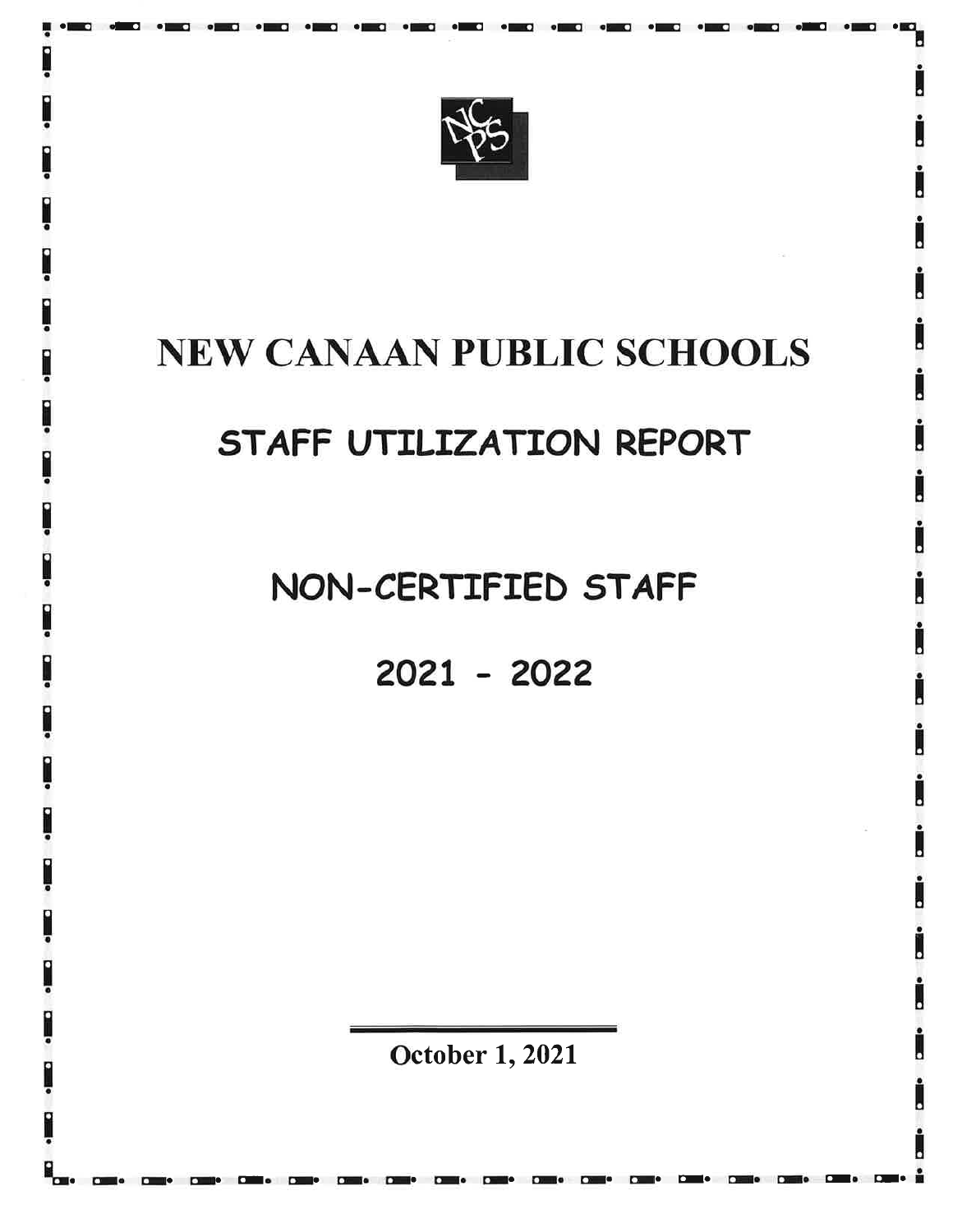# NEW CANAAN PUBLIC SCHOOLS

## STAFF UTILIZATION REPORT

## NON-CERTIFIED STAFF

## 2021 - 2022

**October 1, 2021**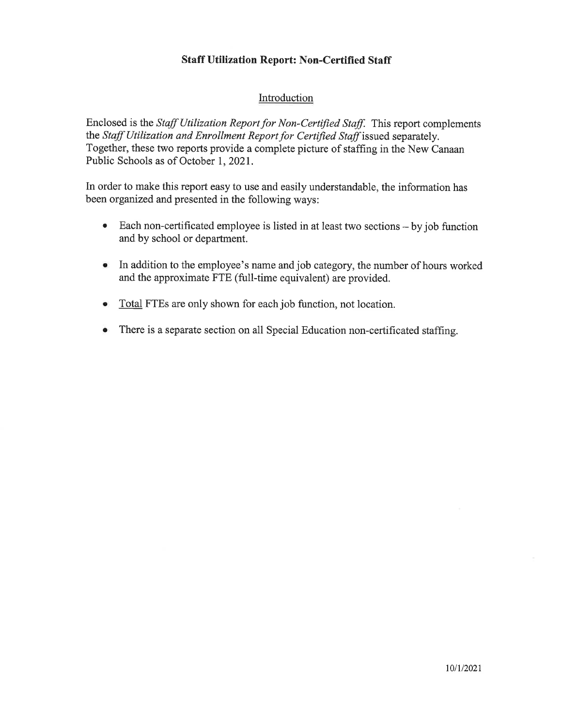# Staff Utilization Report: Non-Certified Staff

## Introduction

Enclosed is the *Staff Utilization Report for Non-Certified Staff*. This report complements the *Staff Utilization and Enrollment Report for Certified Staff* issued separately. Together, these two reports provide a complete picture of staffing in the New Canaan Public Schools as of October 1, 2021.

In order to make this report easy to use and easily understandable, the information has been organized and presented in the following ways:

- Each non-certificated employee is listed in at least two sections – by job function and by school or department.
- In addition to the employee's name and job category, the number of hours worked and the approximate FTE (full-time equivalent) are provided.
- Total FTEs are only shown for each job function, not location.
- There is a separate section on all Special Education non-certificated staffing.

10/1/2021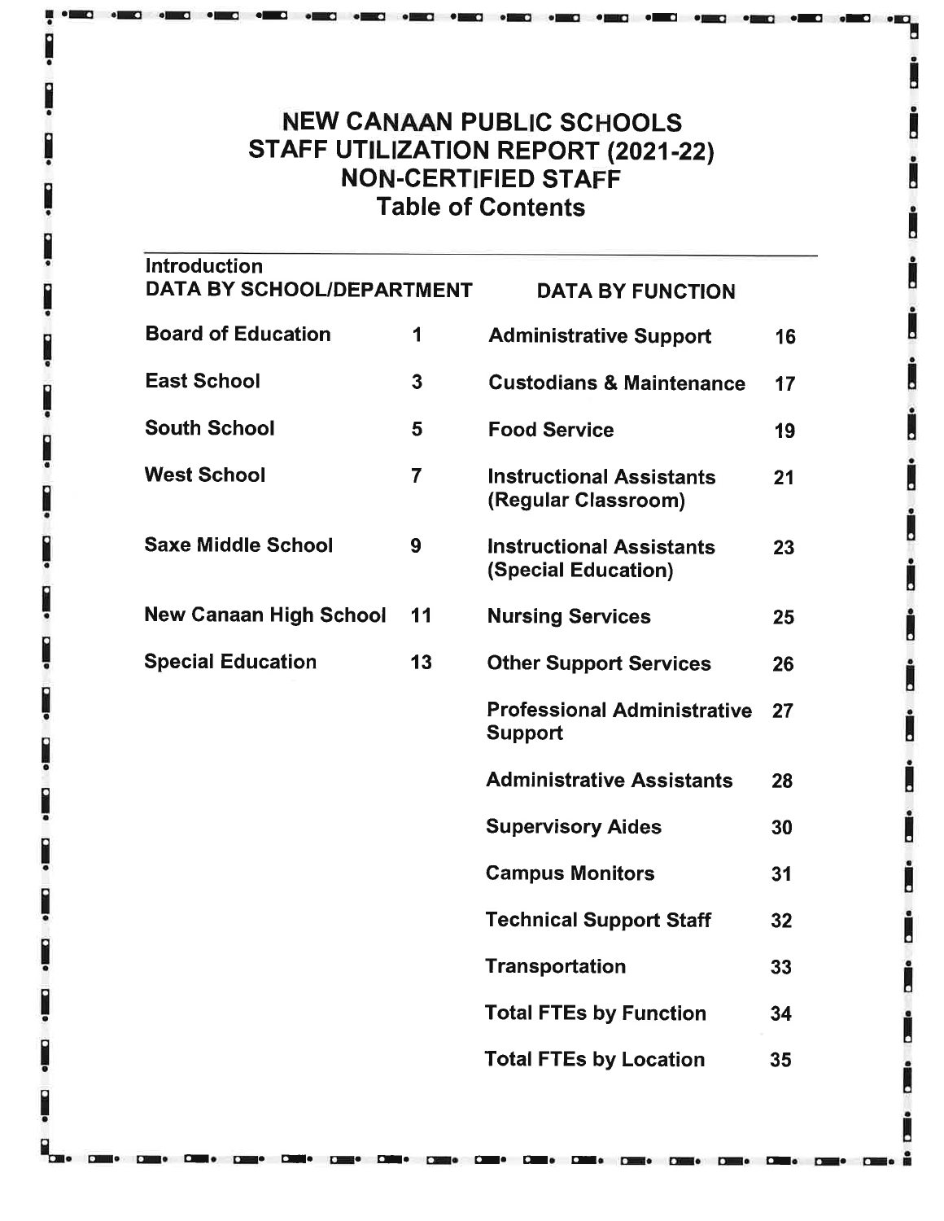# NEW CANAAN PUBLIC SCHOOLS
# STAFF UTILIZATION REPORT (2021-22)
# NON-CERTIFIED STAFF
## Table of Contents

Introduction

| DATA BY SCHOOL/DEPARTMENT | | DATA BY FUNCTION | |
|---|---|---|---|
| Board of Education | 1 | Administrative Support | 16 |
| East School | 3 | Custodians & Maintenance | 17 |
| South School | 5 | Food Service | 19 |
| West School | 7 | Instructional Assistants (Regular Classroom) | 21 |
| Saxe Middle School | 9 | Instructional Assistants (Special Education) | 23 |
| New Canaan High School | 11 | Nursing Services | 25 |
| Special Education | 13 | Other Support Services | 26 |
| | | Professional Administrative Support | 27 |
| | | Administrative Assistants | 28 |
| | | Supervisory Aides | 30 |
| | | Campus Monitors | 31 |
| | | Technical Support Staff | 32 |
| | | Transportation | 33 |
| | | Total FTEs by Function | 34 |
| | | Total FTEs by Location | 35 |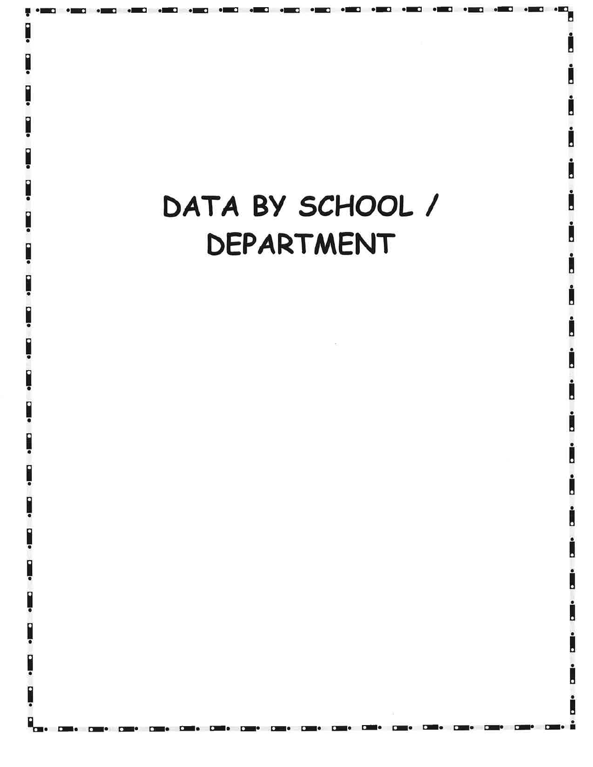# DATA BY SCHOOL / DEPARTMENT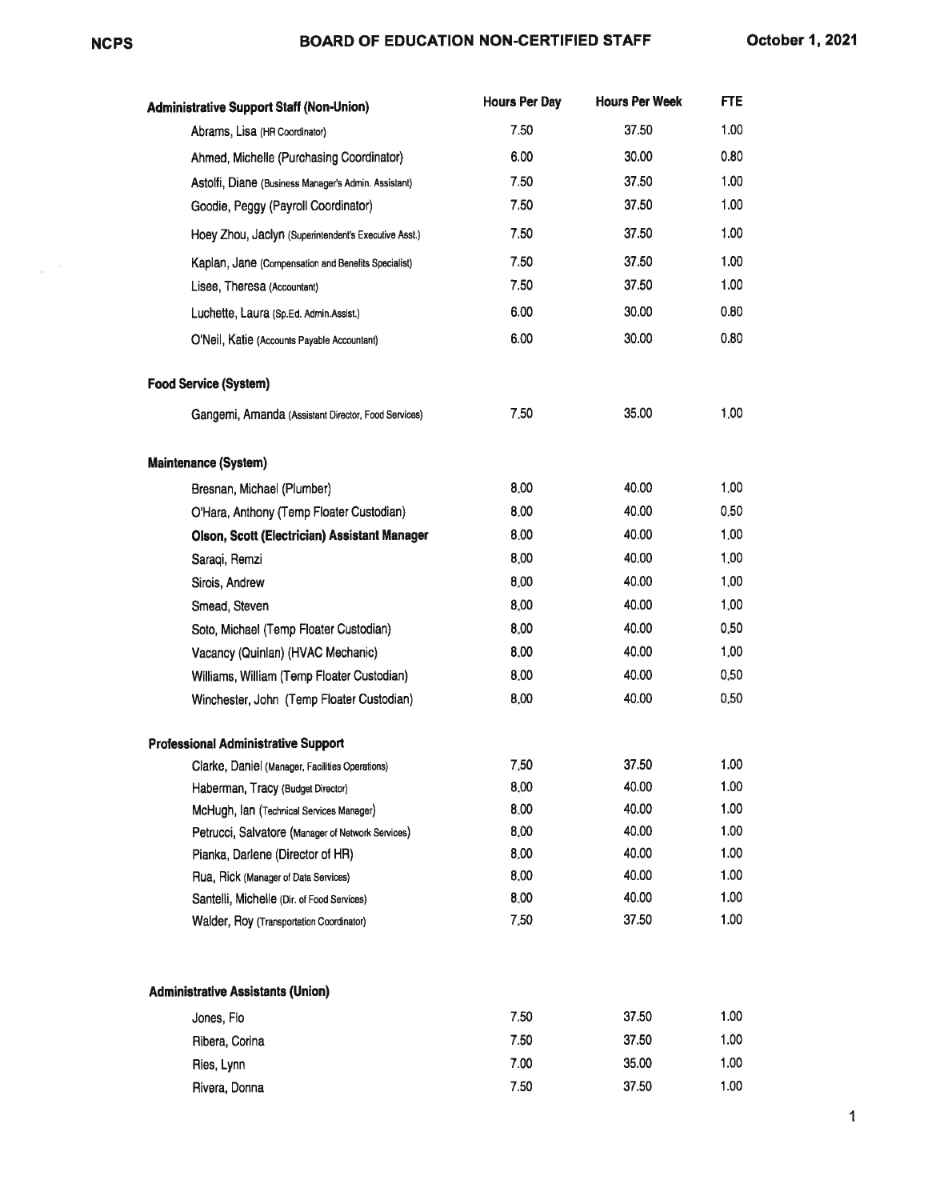# BOARD OF EDUCATION NON-CERTIFIED STAFF

| Administrative Support Staff (Non-Union) | Hours Per Day | Hours Per Week | FTE |
|---|---|---|---|
| Abrams, Lisa (HR Coordinator) | 7.50 | 37.50 | 1.00 |
| Ahmed, Michelle (Purchasing Coordinator) | 6.00 | 30.00 | 0.80 |
| Astolfi, Diane (Business Manager's Admin. Assistant) | 7.50 | 37.50 | 1.00 |
| Goodie, Peggy (Payroll Coordinator) | 7.50 | 37.50 | 1.00 |
| Hoey Zhou, Jaclyn (Superintendent's Executive Asst.) | 7.50 | 37.50 | 1.00 |
| Kaplan, Jane (Compensation and Benefits Specialist) | 7.50 | 37.50 | 1.00 |
| Lisee, Theresa (Accountant) | 7.50 | 37.50 | 1.00 |
| Luchette, Laura (Sp.Ed. Admin.Assist.) | 6.00 | 30.00 | 0.80 |
| O'Neil, Katie (Accounts Payable Accountant) | 6.00 | 30.00 | 0.80 |
| **Food Service (System)** | | | |
| Gangemi, Amanda (Assistant Director, Food Services) | 7.50 | 35.00 | 1.00 |
| **Maintenance (System)** | | | |
| Bresnan, Michael (Plumber) | 8.00 | 40.00 | 1.00 |
| O'Hara, Anthony (Temp Floater Custodian) | 8.00 | 40.00 | 0.50 |
| **Olson, Scott (Electrician) Assistant Manager** | 8.00 | 40.00 | 1.00 |
| Saraqi, Remzi | 8.00 | 40.00 | 1.00 |
| Sirois, Andrew | 8.00 | 40.00 | 1.00 |
| Smead, Steven | 8.00 | 40.00 | 1.00 |
| Soto, Michael (Temp Floater Custodian) | 8.00 | 40.00 | 0.50 |
| Vacancy (Quinlan) (HVAC Mechanic) | 8.00 | 40.00 | 1.00 |
| Williams, William (Temp Floater Custodian) | 8.00 | 40.00 | 0.50 |
| Winchester, John (Temp Floater Custodian) | 8.00 | 40.00 | 0.50 |
| **Professional Administrative Support** | | | |
| Clarke, Daniel (Manager, Facilities Operations) | 7.50 | 37.50 | 1.00 |
| Haberman, Tracy (Budget Director) | 8.00 | 40.00 | 1.00 |
| McHugh, Ian (Technical Services Manager) | 8.00 | 40.00 | 1.00 |
| Petrucci, Salvatore (Manager of Network Services) | 8.00 | 40.00 | 1.00 |
| Pianka, Darlene (Director of HR) | 8.00 | 40.00 | 1.00 |
| Rua, Rick (Manager of Data Services) | 8.00 | 40.00 | 1.00 |
| Santelli, Michelle (Dir. of Food Services) | 8.00 | 40.00 | 1.00 |
| Walder, Roy (Transportation Coordinator) | 7.50 | 37.50 | 1.00 |
| **Administrative Assistants (Union)** | | | |
| Jones, Flo | 7.50 | 37.50 | 1.00 |
| Ribera, Corina | 7.50 | 37.50 | 1.00 |
| Ries, Lynn | 7.00 | 35.00 | 1.00 |
| Rivera, Donna | 7.50 | 37.50 | 1.00 |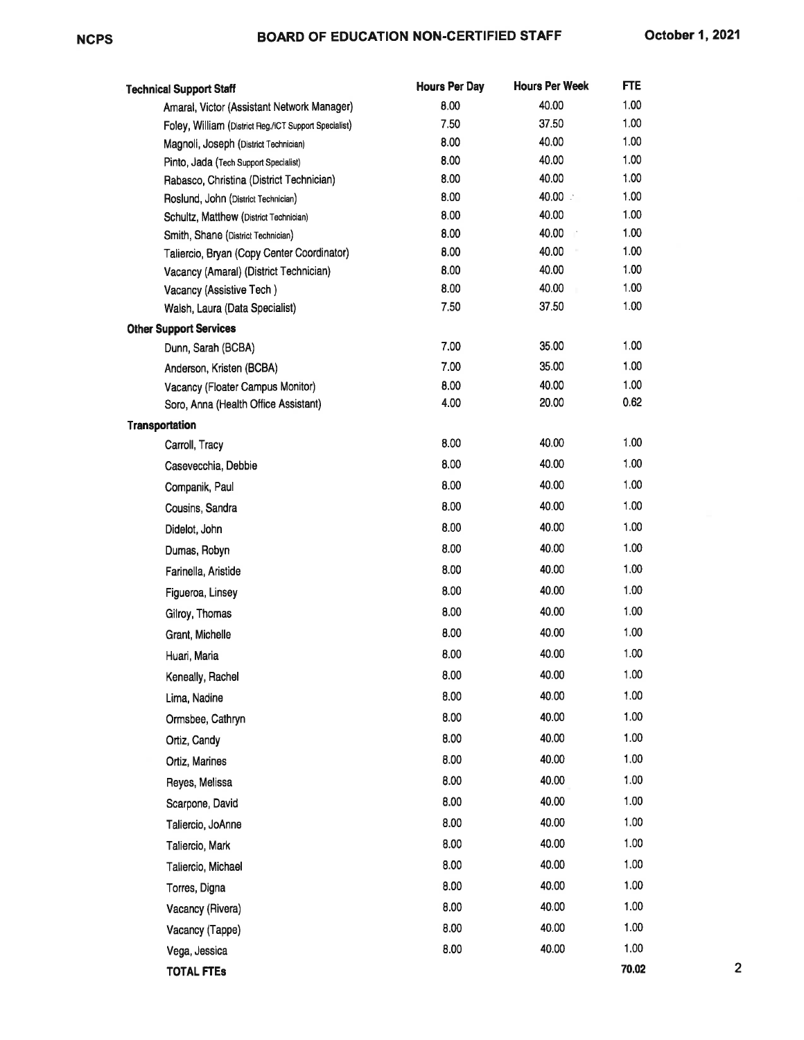| Technical Support Staff | Hours Per Day | Hours Per Week | FTE |
|---|---|---|---|
| Amaral, Victor (Assistant Network Manager) | 8.00 | 40.00 | 1.00 |
| Foley, William (District Reg./ICT Support Specialist) | 7.50 | 37.50 | 1.00 |
| Magnoli, Joseph (District Technician) | 8.00 | 40.00 | 1.00 |
| Pinto, Jada (Tech Support Specialist) | 8.00 | 40.00 | 1.00 |
| Rabasco, Christina (District Technician) | 8.00 | 40.00 | 1.00 |
| Roslund, John (District Technician) | 8.00 | 40.00 | 1.00 |
| Schultz, Matthew (District Technician) | 8.00 | 40.00 | 1.00 |
| Smith, Shane (District Technician) | 8.00 | 40.00 | 1.00 |
| Taliercio, Bryan (Copy Center Coordinator) | 8.00 | 40.00 | 1.00 |
| Vacancy (Amaral) (District Technician) | 8.00 | 40.00 | 1.00 |
| Vacancy (Assistive Tech ) | 8.00 | 40.00 | 1.00 |
| Walsh, Laura (Data Specialist) | 7.50 | 37.50 | 1.00 |
| **Other Support Services** | | | |
| Dunn, Sarah (BCBA) | 7.00 | 35.00 | 1.00 |
| Anderson, Kristen (BCBA) | 7.00 | 35.00 | 1.00 |
| Vacancy (Floater Campus Monitor) | 8.00 | 40.00 | 1.00 |
| Soro, Anna (Health Office Assistant) | 4.00 | 20.00 | 0.62 |
| **Transportation** | | | |
| Carroll, Tracy | 8.00 | 40.00 | 1.00 |
| Casevecchia, Debbie | 8.00 | 40.00 | 1.00 |
| Companik, Paul | 8.00 | 40.00 | 1.00 |
| Cousins, Sandra | 8.00 | 40.00 | 1.00 |
| Didelot, John | 8.00 | 40.00 | 1.00 |
| Dumas, Robyn | 8.00 | 40.00 | 1.00 |
| Farinella, Aristide | 8.00 | 40.00 | 1.00 |
| Figueroa, Linsey | 8.00 | 40.00 | 1.00 |
| Gilroy, Thomas | 8.00 | 40.00 | 1.00 |
| Grant, Michelle | 8.00 | 40.00 | 1.00 |
| Huari, Maria | 8.00 | 40.00 | 1.00 |
| Keneally, Rachel | 8.00 | 40.00 | 1.00 |
| Lima, Nadine | 8.00 | 40.00 | 1.00 |
| Ormsbee, Cathryn | 8.00 | 40.00 | 1.00 |
| Ortiz, Candy | 8.00 | 40.00 | 1.00 |
| Ortiz, Marines | 8.00 | 40.00 | 1.00 |
| Reyes, Melissa | 8.00 | 40.00 | 1.00 |
| Scarpone, David | 8.00 | 40.00 | 1.00 |
| Taliercio, JoAnne | 8.00 | 40.00 | 1.00 |
| Taliercio, Mark | 8.00 | 40.00 | 1.00 |
| Taliercio, Michael | 8.00 | 40.00 | 1.00 |
| Torres, Digna | 8.00 | 40.00 | 1.00 |
| Vacancy (Rivera) | 8.00 | 40.00 | 1.00 |
| Vacancy (Tappe) | 8.00 | 40.00 | 1.00 |
| Vega, Jessica | 8.00 | 40.00 | 1.00 |
| **TOTAL FTEs** | | | **70.02** |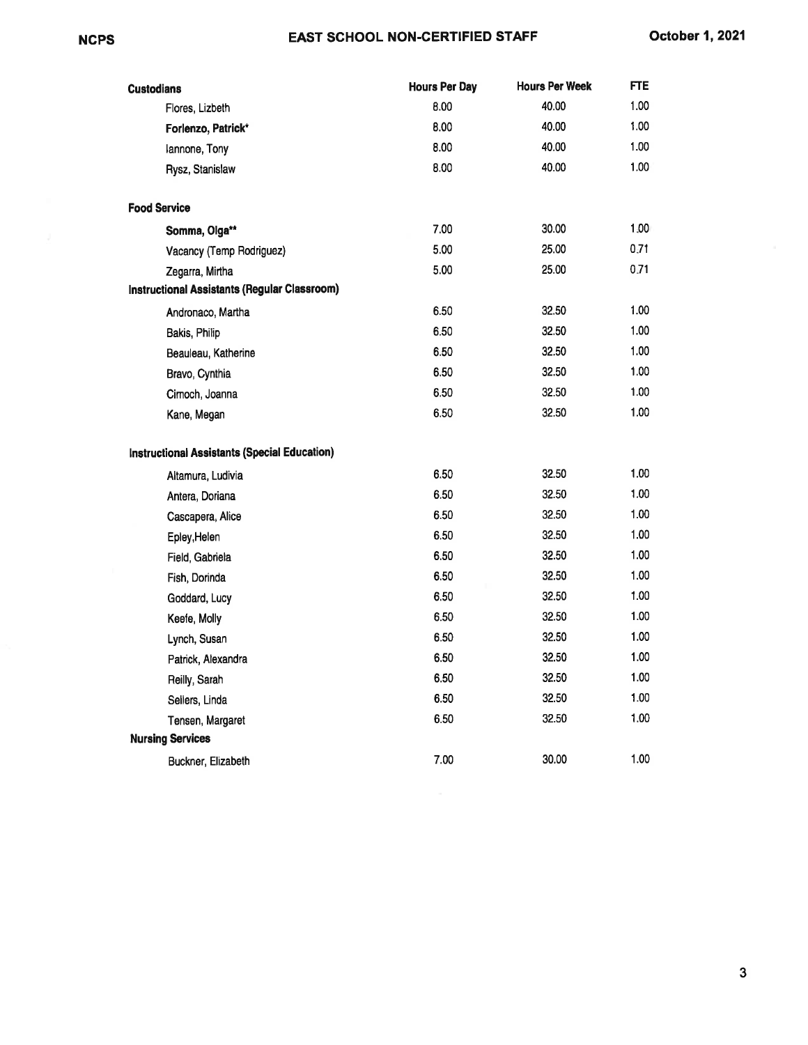# EAST SCHOOL NON-CERTIFIED STAFF

October 1, 2021

| | Hours Per Day | Hours Per Week | FTE |
|---|---|---|---|
| **Custodians** | | | |
| Flores, Lizbeth | 8.00 | 40.00 | 1.00 |
| **Forlenzo, Patrick*** | 8.00 | 40.00 | 1.00 |
| Iannone, Tony | 8.00 | 40.00 | 1.00 |
| Rysz, Stanislaw | 8.00 | 40.00 | 1.00 |
| **Food Service** | | | |
| **Somma, Olga**** | 7.00 | 30.00 | 1.00 |
| Vacancy (Temp Rodriguez) | 5.00 | 25.00 | 0.71 |
| Zegarra, Mirtha | 5.00 | 25.00 | 0.71 |
| **Instructional Assistants (Regular Classroom)** | | | |
| Andronaco, Martha | 6.50 | 32.50 | 1.00 |
| Bakis, Philip | 6.50 | 32.50 | 1.00 |
| Beauleau, Katherine | 6.50 | 32.50 | 1.00 |
| Bravo, Cynthia | 6.50 | 32.50 | 1.00 |
| Cimoch, Joanna | 6.50 | 32.50 | 1.00 |
| Kane, Megan | 6.50 | 32.50 | 1.00 |
| **Instructional Assistants (Special Education)** | | | |
| Altamura, Ludivia | 6.50 | 32.50 | 1.00 |
| Antera, Doriana | 6.50 | 32.50 | 1.00 |
| Cascapera, Alice | 6.50 | 32.50 | 1.00 |
| Epley,Helen | 6.50 | 32.50 | 1.00 |
| Field, Gabriela | 6.50 | 32.50 | 1.00 |
| Fish, Dorinda | 6.50 | 32.50 | 1.00 |
| Goddard, Lucy | 6.50 | 32.50 | 1.00 |
| Keefe, Molly | 6.50 | 32.50 | 1.00 |
| Lynch, Susan | 6.50 | 32.50 | 1.00 |
| Patrick, Alexandra | 6.50 | 32.50 | 1.00 |
| Reilly, Sarah | 6.50 | 32.50 | 1.00 |
| Sellers, Linda | 6.50 | 32.50 | 1.00 |
| Tensen, Margaret | 6.50 | 32.50 | 1.00 |
| **Nursing Services** | | | |
| Buckner, Elizabeth | 7.00 | 30.00 | 1.00 |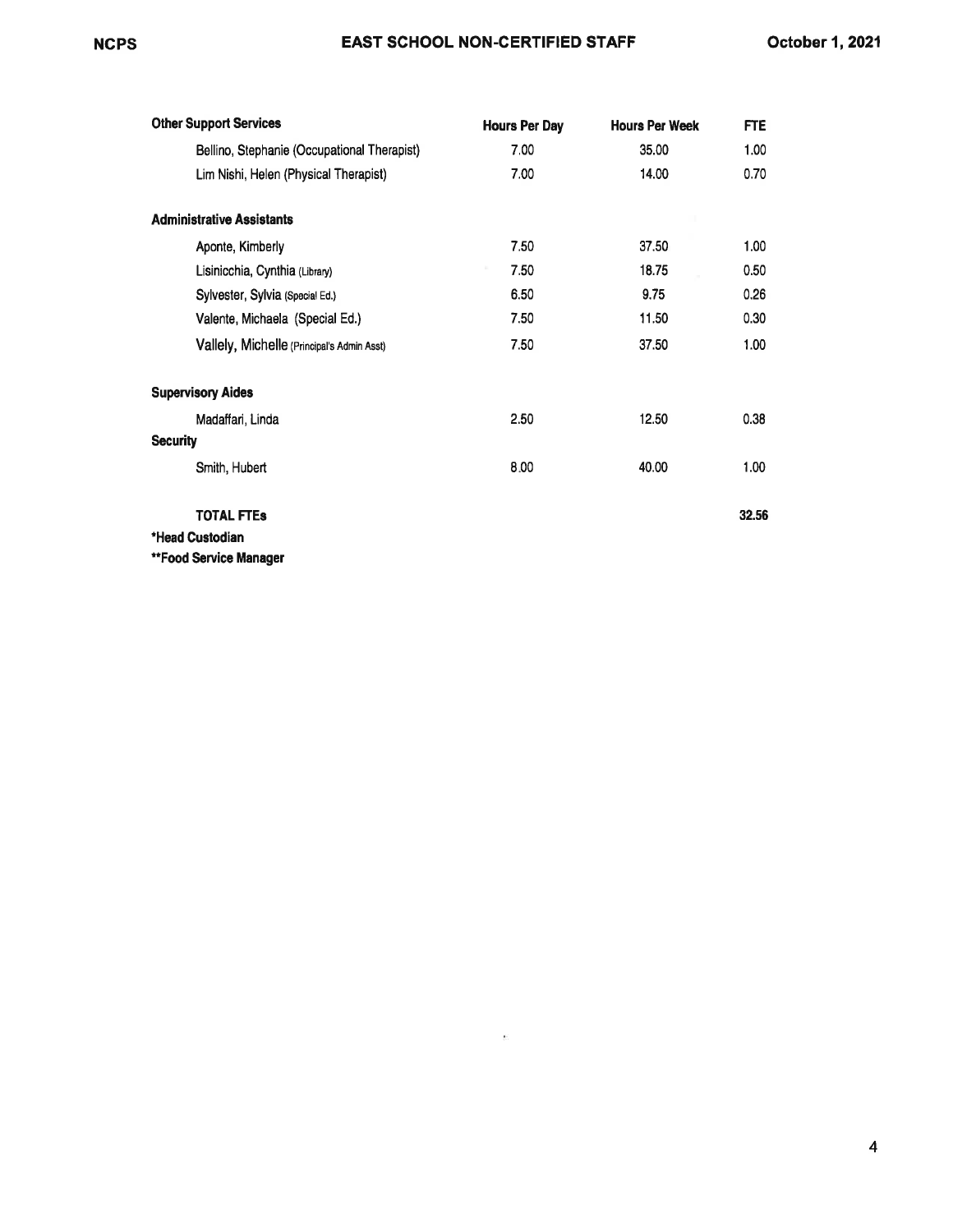| Other Support Services | Hours Per Day | Hours Per Week | FTE |
|---|---|---|---|
| Bellino, Stephanie (Occupational Therapist) | 7.00 | 35.00 | 1.00 |
| Lim Nishi, Helen (Physical Therapist) | 7.00 | 14.00 | 0.70 |
| **Administrative Assistants** | | | |
| Aponte, Kimberly | 7.50 | 37.50 | 1.00 |
| Lisinicchia, Cynthia (Library) | 7.50 | 18.75 | 0.50 |
| Sylvester, Sylvia (Special Ed.) | 6.50 | 9.75 | 0.26 |
| Valente, Michaela (Special Ed.) | 7.50 | 11.50 | 0.30 |
| Vallely, Michelle (Principal's Admin Asst) | 7.50 | 37.50 | 1.00 |
| **Supervisory Aides** | | | |
| Madaffari, Linda | 2.50 | 12.50 | 0.38 |
| **Security** | | | |
| Smith, Hubert | 8.00 | 40.00 | 1.00 |
| **TOTAL FTEs** | | | **32.56** |

**\*Head Custodian**

**\*\*Food Service Manager**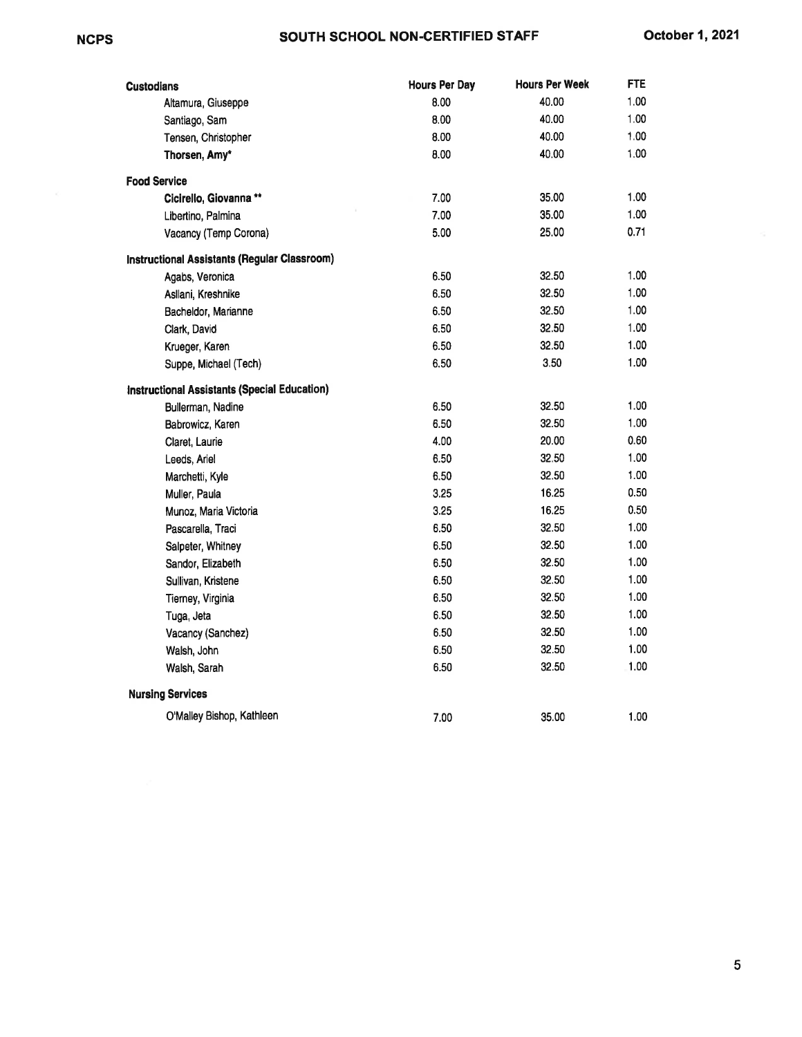# SOUTH SCHOOL NON-CERTIFIED STAFF

| | Hours Per Day | Hours Per Week | FTE |
|---|---|---|---|
| **Custodians** | | | |
| Altamura, Giuseppe | 8.00 | 40.00 | 1.00 |
| Santiago, Sam | 8.00 | 40.00 | 1.00 |
| Tensen, Christopher | 8.00 | 40.00 | 1.00 |
| **Thorsen, Amy*** | 8.00 | 40.00 | 1.00 |
| **Food Service** | | | |
| **Cicirello, Giovanna **** | 7.00 | 35.00 | 1.00 |
| Libertino, Palmina | 7.00 | 35.00 | 1.00 |
| Vacancy (Temp Corona) | 5.00 | 25.00 | 0.71 |
| **Instructional Assistants (Regular Classroom)** | | | |
| Agabs, Veronica | 6.50 | 32.50 | 1.00 |
| Asllani, Kreshnike | 6.50 | 32.50 | 1.00 |
| Bacheldor, Marianne | 6.50 | 32.50 | 1.00 |
| Clark, David | 6.50 | 32.50 | 1.00 |
| Krueger, Karen | 6.50 | 32.50 | 1.00 |
| Suppe, Michael (Tech) | 6.50 | 3.50 | 1.00 |
| **Instructional Assistants (Special Education)** | | | |
| Bullerman, Nadine | 6.50 | 32.50 | 1.00 |
| Babrowicz, Karen | 6.50 | 32.50 | 1.00 |
| Claret, Laurie | 4.00 | 20.00 | 0.60 |
| Leeds, Ariel | 6.50 | 32.50 | 1.00 |
| Marchetti, Kyle | 6.50 | 32.50 | 1.00 |
| Muller, Paula | 3.25 | 16.25 | 0.50 |
| Munoz, Maria Victoria | 3.25 | 16.25 | 0.50 |
| Pascarella, Traci | 6.50 | 32.50 | 1.00 |
| Salpeter, Whitney | 6.50 | 32.50 | 1.00 |
| Sandor, Elizabeth | 6.50 | 32.50 | 1.00 |
| Sullivan, Kristene | 6.50 | 32.50 | 1.00 |
| Tierney, Virginia | 6.50 | 32.50 | 1.00 |
| Tuga, Jeta | 6.50 | 32.50 | 1.00 |
| Vacancy (Sanchez) | 6.50 | 32.50 | 1.00 |
| Walsh, John | 6.50 | 32.50 | 1.00 |
| Walsh, Sarah | 6.50 | 32.50 | 1.00 |
| **Nursing Services** | | | |
| O'Malley Bishop, Kathleen | 7.00 | 35.00 | 1.00 |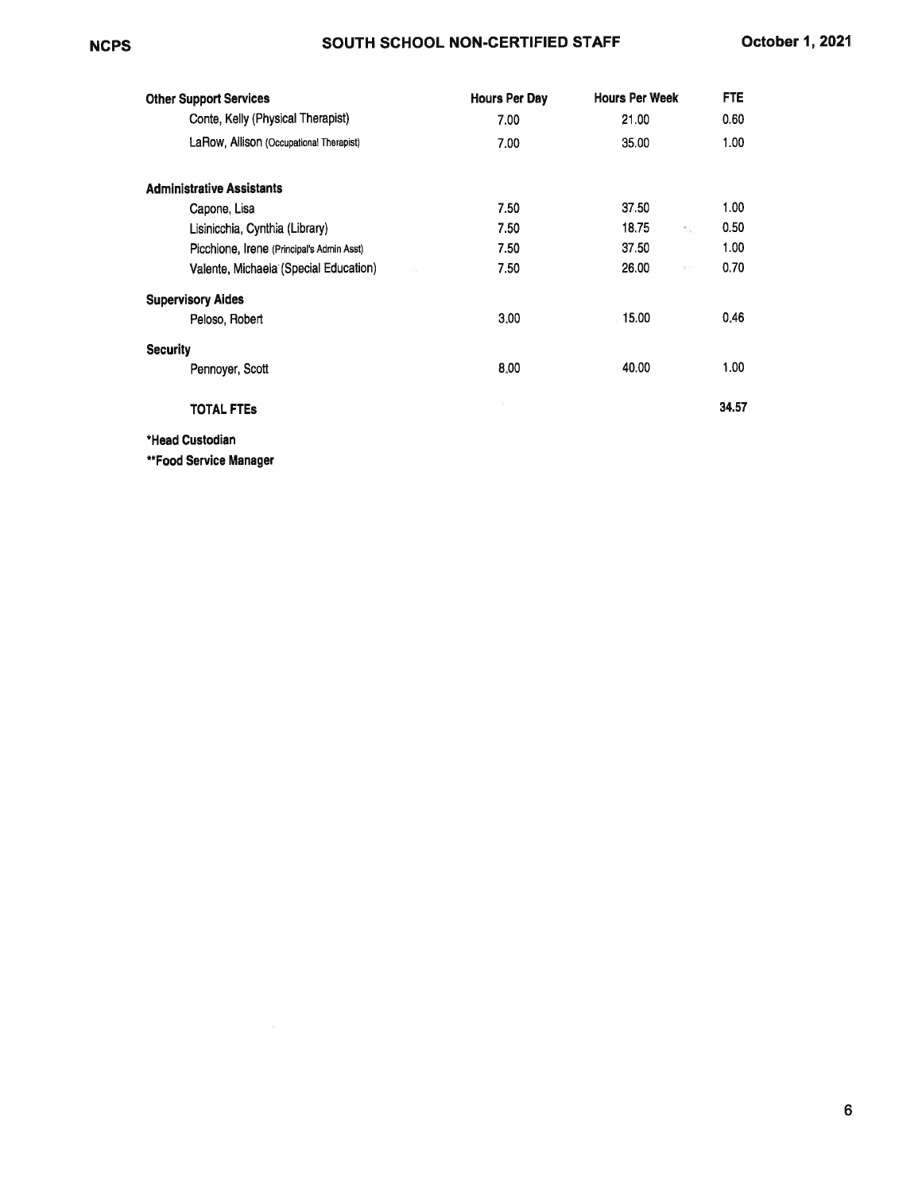| Other Support Services | Hours Per Day | Hours Per Week | FTE |
|---|---|---|---|
| Conte, Kelly (Physical Therapist) | 7.00 | 21.00 | 0.60 |
| LaRow, Allison (Occupational Therapist) | 7.00 | 35.00 | 1.00 |
| **Administrative Assistants** | | | |
| Capone, Lisa | 7.50 | 37.50 | 1.00 |
| Lisinicchia, Cynthia (Library) | 7.50 | 18.75 | 0.50 |
| Picchione, Irene (Principal's Admin Asst) | 7.50 | 37.50 | 1.00 |
| Valente, Michaela (Special Education) | 7.50 | 26.00 | 0.70 |
| **Supervisory Aides** | | | |
| Peloso, Robert | 3.00 | 15.00 | 0.46 |
| **Security** | | | |
| Pennoyer, Scott | 8.00 | 40.00 | 1.00 |
| **TOTAL FTEs** | | | **34.57** |

***Head Custodian**

****Food Service Manager**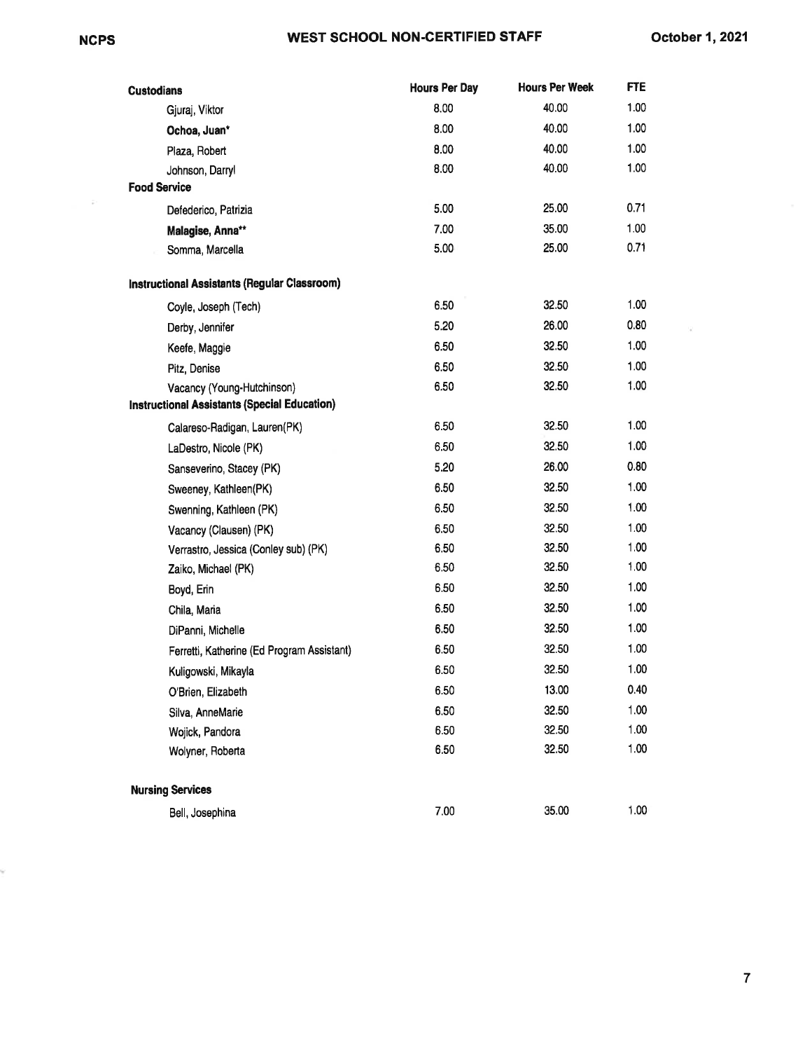# WEST SCHOOL NON-CERTIFIED STAFF

October 1, 2021

| Custodians | Hours Per Day | Hours Per Week | FTE |
|---|---|---|---|
| Gjuraj, Viktor | 8.00 | 40.00 | 1.00 |
| **Ochoa, Juan*** | 8.00 | 40.00 | 1.00 |
| Plaza, Robert | 8.00 | 40.00 | 1.00 |
| Johnson, Darryl | 8.00 | 40.00 | 1.00 |
| **Food Service** | | | |
| Defederico, Patrizia | 5.00 | 25.00 | 0.71 |
| **Malagise, Anna**** | 7.00 | 35.00 | 1.00 |
| Somma, Marcella | 5.00 | 25.00 | 0.71 |
| **Instructional Assistants (Regular Classroom)** | | | |
| Coyle, Joseph (Tech) | 6.50 | 32.50 | 1.00 |
| Derby, Jennifer | 5.20 | 26.00 | 0.80 |
| Keefe, Maggie | 6.50 | 32.50 | 1.00 |
| Pitz, Denise | 6.50 | 32.50 | 1.00 |
| Vacancy (Young-Hutchinson) | 6.50 | 32.50 | 1.00 |
| **Instructional Assistants (Special Education)** | | | |
| Calareso-Radigan, Lauren(PK) | 6.50 | 32.50 | 1.00 |
| LaDestro, Nicole (PK) | 6.50 | 32.50 | 1.00 |
| Sanseverino, Stacey (PK) | 5.20 | 26.00 | 0.80 |
| Sweeney, Kathleen(PK) | 6.50 | 32.50 | 1.00 |
| Swenning, Kathleen (PK) | 6.50 | 32.50 | 1.00 |
| Vacancy (Clausen) (PK) | 6.50 | 32.50 | 1.00 |
| Verrastro, Jessica (Conley sub) (PK) | 6.50 | 32.50 | 1.00 |
| Zaiko, Michael (PK) | 6.50 | 32.50 | 1.00 |
| Boyd, Erin | 6.50 | 32.50 | 1.00 |
| Chila, Maria | 6.50 | 32.50 | 1.00 |
| DiPanni, Michelle | 6.50 | 32.50 | 1.00 |
| Ferretti, Katherine (Ed Program Assistant) | 6.50 | 32.50 | 1.00 |
| Kuligowski, Mikayla | 6.50 | 32.50 | 1.00 |
| O'Brien, Elizabeth | 6.50 | 13.00 | 0.40 |
| Silva, AnneMarie | 6.50 | 32.50 | 1.00 |
| Wojick, Pandora | 6.50 | 32.50 | 1.00 |
| Wolyner, Roberta | 6.50 | 32.50 | 1.00 |
| **Nursing Services** | | | |
| Bell, Josephina | 7.00 | 35.00 | 1.00 |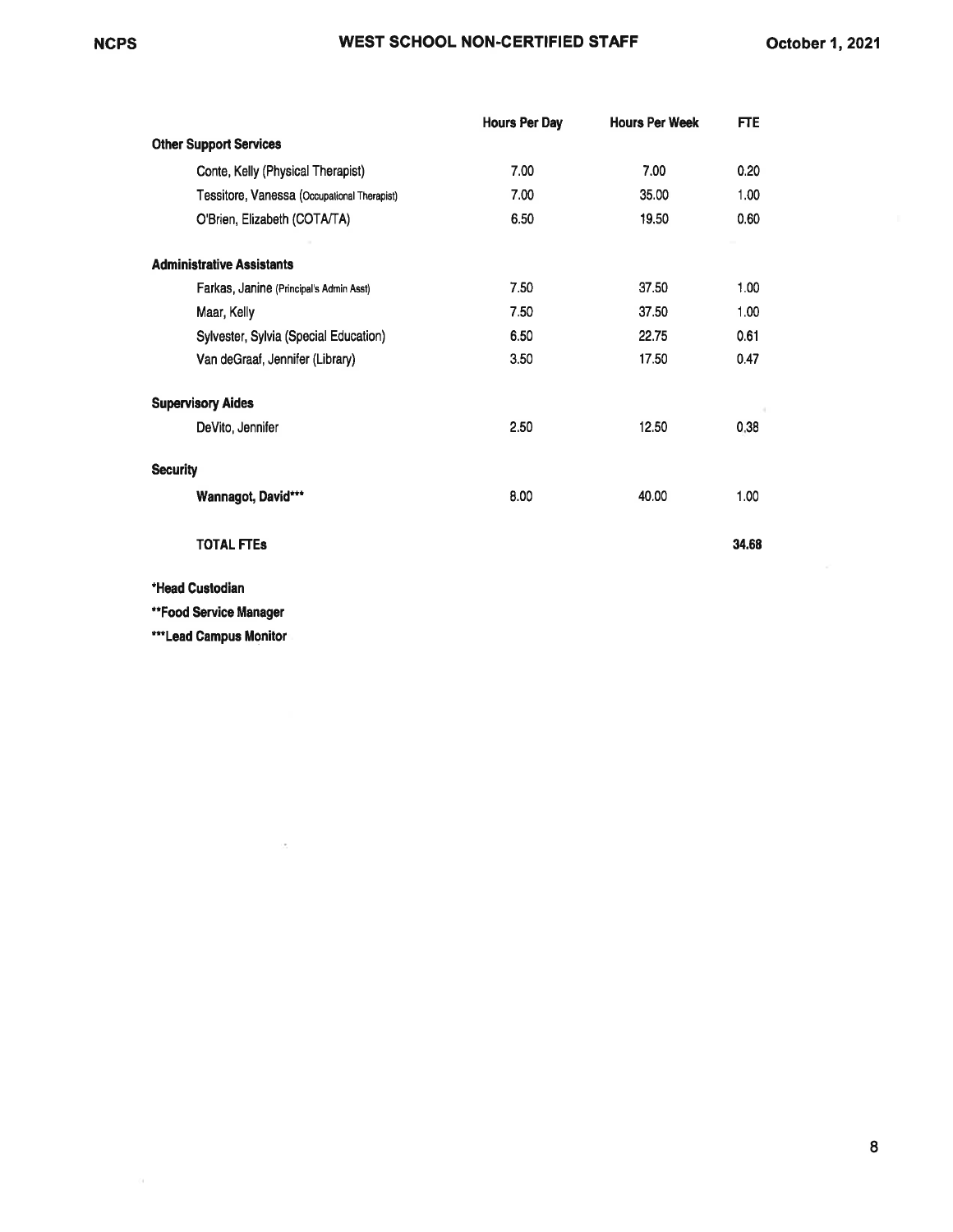| | Hours Per Day | Hours Per Week | FTE |
|---|---|---|---|
| **Other Support Services** | | | |
| Conte, Kelly (Physical Therapist) | 7.00 | 7.00 | 0.20 |
| Tessitore, Vanessa (Occupational Therapist) | 7.00 | 35.00 | 1.00 |
| O'Brien, Elizabeth (COTA/TA) | 6.50 | 19.50 | 0.60 |
| **Administrative Assistants** | | | |
| Farkas, Janine (Principal's Admin Asst) | 7.50 | 37.50 | 1.00 |
| Maar, Kelly | 7.50 | 37.50 | 1.00 |
| Sylvester, Sylvia (Special Education) | 6.50 | 22.75 | 0.61 |
| Van deGraaf, Jennifer (Library) | 3.50 | 17.50 | 0.47 |
| **Supervisory Aides** | | | |
| DeVito, Jennifer | 2.50 | 12.50 | 0.38 |
| **Security** | | | |
| **Wannagot, David*** ** | 8.00 | 40.00 | 1.00 |
| **TOTAL FTEs** | | | **34.68** |

**\*Head Custodian**

**\*\*Food Service Manager**

**\*\*\*Lead Campus Monitor**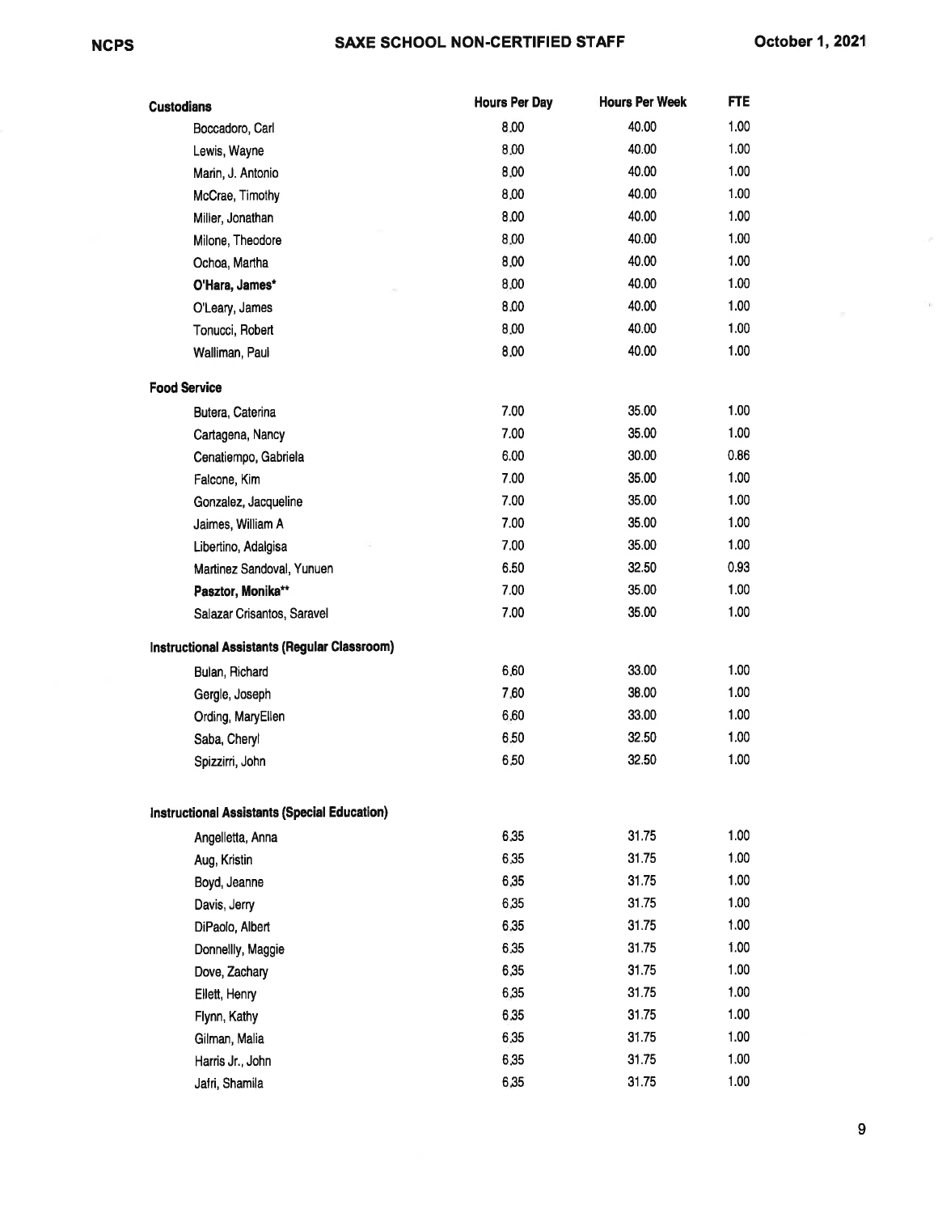# SAXE SCHOOL NON-CERTIFIED STAFF

| Custodians | Hours Per Day | Hours Per Week | FTE |
|---|---|---|---|
| Boccadoro, Carl | 8.00 | 40.00 | 1.00 |
| Lewis, Wayne | 8.00 | 40.00 | 1.00 |
| Marin, J. Antonio | 8.00 | 40.00 | 1.00 |
| McCrae, Timothy | 8.00 | 40.00 | 1.00 |
| Miller, Jonathan | 8.00 | 40.00 | 1.00 |
| Milone, Theodore | 8.00 | 40.00 | 1.00 |
| Ochoa, Martha | 8.00 | 40.00 | 1.00 |
| **O'Hara, James*** | 8.00 | 40.00 | 1.00 |
| O'Leary, James | 8.00 | 40.00 | 1.00 |
| Tonucci, Robert | 8.00 | 40.00 | 1.00 |
| Walliman, Paul | 8.00 | 40.00 | 1.00 |
| **Food Service** | | | |
| Butera, Caterina | 7.00 | 35.00 | 1.00 |
| Cartagena, Nancy | 7.00 | 35.00 | 1.00 |
| Cenatiempo, Gabriela | 6.00 | 30.00 | 0.86 |
| Falcone, Kim | 7.00 | 35.00 | 1.00 |
| Gonzalez, Jacqueline | 7.00 | 35.00 | 1.00 |
| Jaimes, William A | 7.00 | 35.00 | 1.00 |
| Libertino, Adalgisa | 7.00 | 35.00 | 1.00 |
| Martinez Sandoval, Yunuen | 6.50 | 32.50 | 0.93 |
| **Pasztor, Monika**** | 7.00 | 35.00 | 1.00 |
| Salazar Crisantos, Saravel | 7.00 | 35.00 | 1.00 |
| **Instructional Assistants (Regular Classroom)** | | | |
| Bulan, Richard | 6.60 | 33.00 | 1.00 |
| Gergle, Joseph | 7.60 | 38.00 | 1.00 |
| Ording, MaryEllen | 6.60 | 33.00 | 1.00 |
| Saba, Cheryl | 6.50 | 32.50 | 1.00 |
| Spizzirri, John | 6.50 | 32.50 | 1.00 |
| **Instructional Assistants (Special Education)** | | | |
| Angelletta, Anna | 6.35 | 31.75 | 1.00 |
| Aug, Kristin | 6.35 | 31.75 | 1.00 |
| Boyd, Jeanne | 6.35 | 31.75 | 1.00 |
| Davis, Jerry | 6.35 | 31.75 | 1.00 |
| DiPaolo, Albert | 6.35 | 31.75 | 1.00 |
| Donnellly, Maggie | 6.35 | 31.75 | 1.00 |
| Dove, Zachary | 6.35 | 31.75 | 1.00 |
| Ellett, Henry | 6.35 | 31.75 | 1.00 |
| Flynn, Kathy | 6.35 | 31.75 | 1.00 |
| Gilman, Malia | 6.35 | 31.75 | 1.00 |
| Harris Jr., John | 6.35 | 31.75 | 1.00 |
| Jafri, Shamila | 6.35 | 31.75 | 1.00 |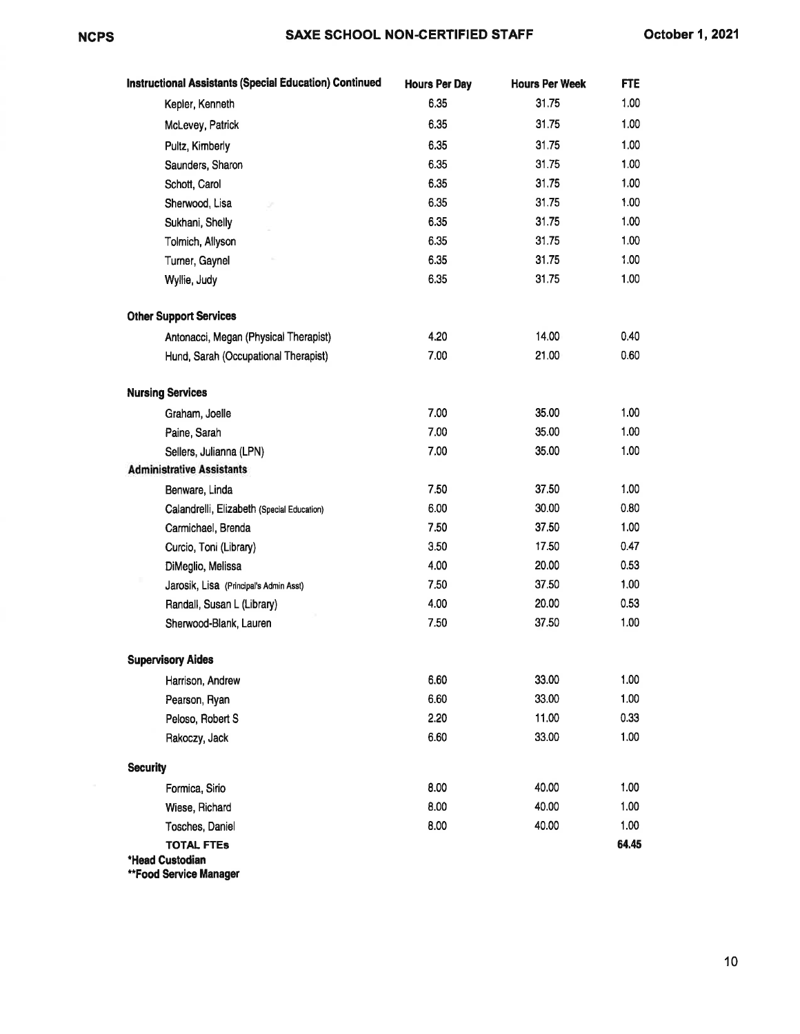## SAXE SCHOOL NON-CERTIFIED STAFF

| Instructional Assistants (Special Education) Continued | Hours Per Day | Hours Per Week | FTE |
|---|---|---|---|
| Kepler, Kenneth | 6.35 | 31.75 | 1.00 |
| McLevey, Patrick | 6.35 | 31.75 | 1.00 |
| Pultz, Kimberly | 6.35 | 31.75 | 1.00 |
| Saunders, Sharon | 6.35 | 31.75 | 1.00 |
| Schott, Carol | 6.35 | 31.75 | 1.00 |
| Sherwood, Lisa | 6.35 | 31.75 | 1.00 |
| Sukhani, Shelly | 6.35 | 31.75 | 1.00 |
| Tolmich, Allyson | 6.35 | 31.75 | 1.00 |
| Turner, Gaynel | 6.35 | 31.75 | 1.00 |
| Wyllie, Judy | 6.35 | 31.75 | 1.00 |
| **Other Support Services** | | | |
| Antonacci, Megan (Physical Therapist) | 4.20 | 14.00 | 0.40 |
| Hund, Sarah (Occupational Therapist) | 7.00 | 21.00 | 0.60 |
| **Nursing Services** | | | |
| Graham, Joelle | 7.00 | 35.00 | 1.00 |
| Paine, Sarah | 7.00 | 35.00 | 1.00 |
| Sellers, Julianna (LPN) | 7.00 | 35.00 | 1.00 |
| **Administrative Assistants** | | | |
| Benware, Linda | 7.50 | 37.50 | 1.00 |
| Calandrelli, Elizabeth (Special Education) | 6.00 | 30.00 | 0.80 |
| Carmichael, Brenda | 7.50 | 37.50 | 1.00 |
| Curcio, Toni (Library) | 3.50 | 17.50 | 0.47 |
| DiMeglio, Melissa | 4.00 | 20.00 | 0.53 |
| Jarosik, Lisa (Principal's Admin Asst) | 7.50 | 37.50 | 1.00 |
| Randall, Susan L (Library) | 4.00 | 20.00 | 0.53 |
| Sherwood-Blank, Lauren | 7.50 | 37.50 | 1.00 |
| **Supervisory Aides** | | | |
| Harrison, Andrew | 6.60 | 33.00 | 1.00 |
| Pearson, Ryan | 6.60 | 33.00 | 1.00 |
| Peloso, Robert S | 2.20 | 11.00 | 0.33 |
| Rakoczy, Jack | 6.60 | 33.00 | 1.00 |
| **Security** | | | |
| Formica, Sirio | 8.00 | 40.00 | 1.00 |
| Wiese, Richard | 8.00 | 40.00 | 1.00 |
| Tosches, Daniel | 8.00 | 40.00 | 1.00 |
| **TOTAL FTEs** | | | **64.45** |

*Head Custodian

**Food Service Manager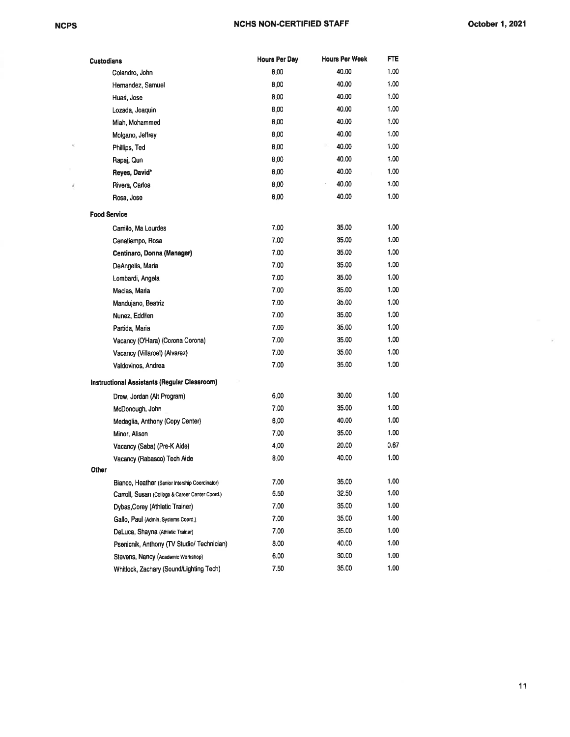# NCHS NON-CERTIFIED STAFF

October 1, 2021

| Custodians | Hours Per Day | Hours Per Week | FTE |
|---|---|---|---|
| Colandro, John | 8.00 | 40.00 | 1.00 |
| Hernandez, Samuel | 8.00 | 40.00 | 1.00 |
| Huari, Jose | 8.00 | 40.00 | 1.00 |
| Lozada, Joaquin | 8.00 | 40.00 | 1.00 |
| Miah, Mohammed | 8.00 | 40.00 | 1.00 |
| Molgano, Jeffrey | 8.00 | 40.00 | 1.00 |
| Phillips, Ted | 8.00 | 40.00 | 1.00 |
| Rapaj, Qun | 8.00 | 40.00 | 1.00 |
| **Reyes, David*** | 8.00 | 40.00 | 1.00 |
| Rivera, Carlos | 8.00 | 40.00 | 1.00 |
| Rosa, Jose | 8.00 | 40.00 | 1.00 |
| **Food Service** | | | |
| Carrillo, Ma Lourdes | 7.00 | 35.00 | 1.00 |
| Cenatiempo, Rosa | 7.00 | 35.00 | 1.00 |
| **Centinaro, Donna (Manager)** | 7.00 | 35.00 | 1.00 |
| DeAngelis, Maria | 7.00 | 35.00 | 1.00 |
| Lombardi, Angela | 7.00 | 35.00 | 1.00 |
| Macias, Maria | 7.00 | 35.00 | 1.00 |
| Mandujano, Beatriz | 7.00 | 35.00 | 1.00 |
| Nunez, Eddilen | 7.00 | 35.00 | 1.00 |
| Partida, Maria | 7.00 | 35.00 | 1.00 |
| Vacancy (O'Hara) (Corona Corona) | 7.00 | 35.00 | 1.00 |
| Vacancy (Villaroel) (Alvarez) | 7.00 | 35.00 | 1.00 |
| Valdovinos, Andrea | 7.00 | 35.00 | 1.00 |
| **Instructional Assistants (Regular Classroom)** | | | |
| Drew, Jordan (Alt Program) | 6.00 | 30.00 | 1.00 |
| McDonough, John | 7.00 | 35.00 | 1.00 |
| Medaglia, Anthony (Copy Center) | 8.00 | 40.00 | 1.00 |
| Minor, Alison | 7.00 | 35.00 | 1.00 |
| Vacancy (Saba) (Pre-K Aide) | 4.00 | 20.00 | 0.67 |
| Vacancy (Rabasco) Tech Aide | 8.00 | 40.00 | 1.00 |
| **Other** | | | |
| Bianco, Heather (Senior Intership Coordinator) | 7.00 | 35.00 | 1.00 |
| Carroll, Susan (College & Career Center Coord.) | 6.50 | 32.50 | 1.00 |
| Dybas,Corey (Athletic Trainer) | 7.00 | 35.00 | 1.00 |
| Gallo, Paul (Admin. Systems Coord.) | 7.00 | 35.00 | 1.00 |
| DeLuca, Shayna (Athletic Trainer) | 7.00 | 35.00 | 1.00 |
| Psenicnik, Anthony (TV Studio/ Technician) | 8.00 | 40.00 | 1.00 |
| Stevens, Nancy (Academic Workshop) | 6.00 | 30.00 | 1.00 |
| Whitlock, Zachary (Sound/Lighting Tech) | 7.50 | 35.00 | 1.00 |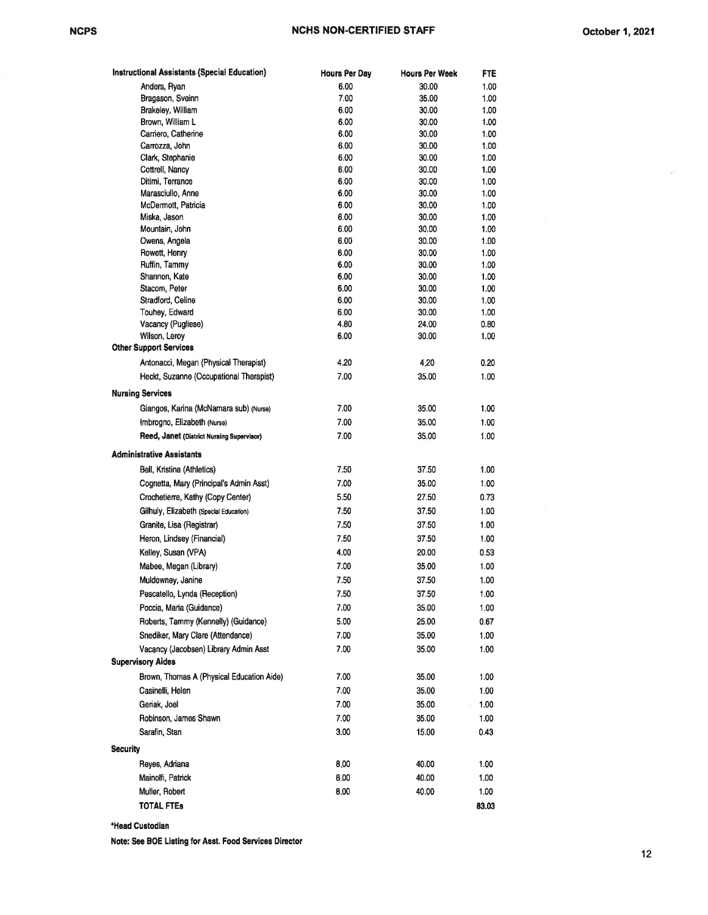# NCHS NON-CERTIFIED STAFF

| Instructional Assistants (Special Education) | Hours Per Day | Hours Per Week | FTE |
|---|---|---|---|
| Anders, Ryan | 6.00 | 30.00 | 1.00 |
| Bragason, Sveinn | 7.00 | 35.00 | 1.00 |
| Brakeley, William | 6.00 | 30.00 | 1.00 |
| Brown, William L | 6.00 | 30.00 | 1.00 |
| Carriero, Catherine | 6.00 | 30.00 | 1.00 |
| Carrozza, John | 6.00 | 30.00 | 1.00 |
| Clark, Stephanie | 6.00 | 30.00 | 1.00 |
| Cottrell, Nancy | 6.00 | 30.00 | 1.00 |
| Ditimi, Terrance | 6.00 | 30.00 | 1.00 |
| Marasciullo, Anne | 6.00 | 30.00 | 1.00 |
| McDermott, Patricia | 6.00 | 30.00 | 1.00 |
| Miska, Jason | 6.00 | 30.00 | 1.00 |
| Mountain, John | 6.00 | 30.00 | 1.00 |
| Owens, Angela | 6.00 | 30.00 | 1.00 |
| Rowett, Henry | 6.00 | 30.00 | 1.00 |
| Ruffin, Tammy | 6.00 | 30.00 | 1.00 |
| Shannon, Kate | 6.00 | 30.00 | 1.00 |
| Stacom, Peter | 6.00 | 30.00 | 1.00 |
| Stradford, Celine | 6.00 | 30.00 | 1.00 |
| Touhey, Edward | 6.00 | 30.00 | 1.00 |
| Vacancy (Pugliese) | 4.80 | 24.00 | 0.80 |
| Wilson, Leroy | 6.00 | 30.00 | 1.00 |
| **Other Support Services** | | | |
| Antonacci, Megan (Physical Therapist) | 4.20 | 4.20 | 0.20 |
| Heckt, Suzanne (Occupational Therapist) | 7.00 | 35.00 | 1.00 |
| **Nursing Services** | | | |
| Giangos, Karina (McNamara sub) (Nurse) | 7.00 | 35.00 | 1.00 |
| Imbrogno, Elizabeth (Nurse) | 7.00 | 35.00 | 1.00 |
| **Reed, Janet (District Nursing Supervisor)** | 7.00 | 35.00 | 1.00 |
| **Administrative Assistants** | | | |
| Bell, Kristina (Athletics) | 7.50 | 37.50 | 1.00 |
| Cognetta, Mary (Principal's Admin Asst) | 7.00 | 35.00 | 1.00 |
| Crochetierre, Kathy (Copy Center) | 5.50 | 27.50 | 0.73 |
| Gilhuly, Elizabeth (Special Education) | 7.50 | 37.50 | 1.00 |
| Granite, Lisa (Registrar) | 7.50 | 37.50 | 1.00 |
| Heron, Lindsey (Financial) | 7.50 | 37.50 | 1.00 |
| Kelley, Susan (VPA) | 4.00 | 20.00 | 0.53 |
| Mabee, Megan (Library) | 7.00 | 35.00 | 1.00 |
| Muldowney, Janine | 7.50 | 37.50 | 1.00 |
| Pescatello, Lynda (Reception) | 7.50 | 37.50 | 1.00 |
| Poccia, Maria (Guidance) | 7.00 | 35.00 | 1.00 |
| Roberts, Tammy (Kennelly) (Guidance) | 5.00 | 25.00 | 0.67 |
| Snediker, Mary Clare (Attendance) | 7.00 | 35.00 | 1.00 |
| Vacancy (Jacobsen) Library Admin Asst | 7.00 | 35.00 | 1.00 |
| **Supervisory Aides** | | | |
| Brown, Thomas A (Physical Education Aide) | 7.00 | 35.00 | 1.00 |
| Casinelli, Helen | 7.00 | 35.00 | 1.00 |
| Geriak, Joel | 7.00 | 35.00 | 1.00 |
| Robinson, James Shawn | 7.00 | 35.00 | 1.00 |
| Sarafin, Stan | 3.00 | 15.00 | 0.43 |
| **Security** | | | |
| Reyes, Adriana | 8.00 | 40.00 | 1.00 |
| Mainolfi, Patrick | 8.00 | 40.00 | 1.00 |
| Muller, Robert | 8.00 | 40.00 | 1.00 |
| **TOTAL FTEs** | | | **83.03** |

**\*Head Custodian**

**Note: See BOE Listing for Asst. Food Services Director**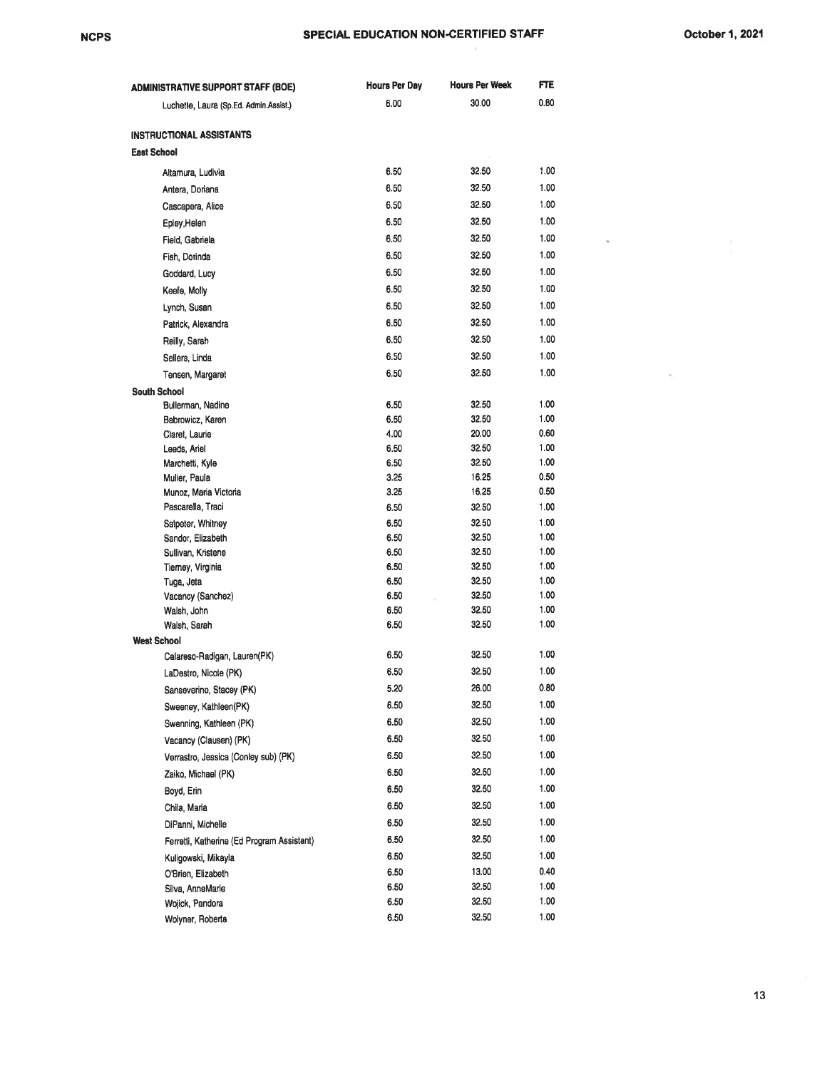# SPECIAL EDUCATION NON-CERTIFIED STAFF

October 1, 2021

| ADMINISTRATIVE SUPPORT STAFF (BOE) | Hours Per Day | Hours Per Week | FTE |
|---|---|---|---|
| Luchette, Laura (Sp.Ed. Admin.Assist.) | 6.00 | 30.00 | 0.80 |
| **INSTRUCTIONAL ASSISTANTS** | | | |
| **East School** | | | |
| Altamura, Ludivia | 6.50 | 32.50 | 1.00 |
| Antera, Doriana | 6.50 | 32.50 | 1.00 |
| Cascapera, Alice | 6.50 | 32.50 | 1.00 |
| Epley,Helen | 6.50 | 32.50 | 1.00 |
| Field, Gabriela | 6.50 | 32.50 | 1.00 |
| Fish, Dorinda | 6.50 | 32.50 | 1.00 |
| Goddard, Lucy | 6.50 | 32.50 | 1.00 |
| Keefe, Molly | 6.50 | 32.50 | 1.00 |
| Lynch, Susan | 6.50 | 32.50 | 1.00 |
| Patrick, Alexandra | 6.50 | 32.50 | 1.00 |
| Reilly, Sarah | 6.50 | 32.50 | 1.00 |
| Sellers, Linda | 6.50 | 32.50 | 1.00 |
| Tensen, Margaret | 6.50 | 32.50 | 1.00 |
| **South School** | | | |
| Bullerman, Nadine | 6.50 | 32.50 | 1.00 |
| Babrowicz, Karen | 6.50 | 32.50 | 1.00 |
| Claret, Laurie | 4.00 | 20.00 | 0.60 |
| Leeds, Ariel | 6.50 | 32.50 | 1.00 |
| Marchetti, Kyle | 6.50 | 32.50 | 1.00 |
| Muller, Paula | 3.25 | 16.25 | 0.50 |
| Munoz, Maria Victoria | 3.25 | 16.25 | 0.50 |
| Pascarella, Traci | 6.50 | 32.50 | 1.00 |
| Salpeter, Whitney | 6.50 | 32.50 | 1.00 |
| Sandor, Elizabeth | 6.50 | 32.50 | 1.00 |
| Sullivan, Kristene | 6.50 | 32.50 | 1.00 |
| Tierney, Virginia | 6.50 | 32.50 | 1.00 |
| Tuga, Jeta | 6.50 | 32.50 | 1.00 |
| Vacancy (Sanchez) | 6.50 | 32.50 | 1.00 |
| Walsh, John | 6.50 | 32.50 | 1.00 |
| Walsh, Sarah | 6.50 | 32.50 | 1.00 |
| **West School** | | | |
| Calareso-Radigan, Lauren(PK) | 6.50 | 32.50 | 1.00 |
| LaDestro, Nicole (PK) | 6.50 | 32.50 | 1.00 |
| Sanseverino, Stacey (PK) | 5.20 | 26.00 | 0.80 |
| Sweeney, Kathleen(PK) | 6.50 | 32.50 | 1.00 |
| Swenning, Kathleen (PK) | 6.50 | 32.50 | 1.00 |
| Vacancy (Clausen) (PK) | 6.50 | 32.50 | 1.00 |
| Verrastro, Jessica (Conley sub) (PK) | 6.50 | 32.50 | 1.00 |
| Zaiko, Michael (PK) | 6.50 | 32.50 | 1.00 |
| Boyd, Erin | 6.50 | 32.50 | 1.00 |
| Chila, Maria | 6.50 | 32.50 | 1.00 |
| DiPanni, Michelle | 6.50 | 32.50 | 1.00 |
| Ferretti, Katherine (Ed Program Assistant) | 6.50 | 32.50 | 1.00 |
| Kuligowski, Mikayla | 6.50 | 32.50 | 1.00 |
| O'Brien, Elizabeth | 6.50 | 13.00 | 0.40 |
| Silva, AnneMarie | 6.50 | 32.50 | 1.00 |
| Wojick, Pandora | 6.50 | 32.50 | 1.00 |
| Wolyner, Roberta | 6.50 | 32.50 | 1.00 |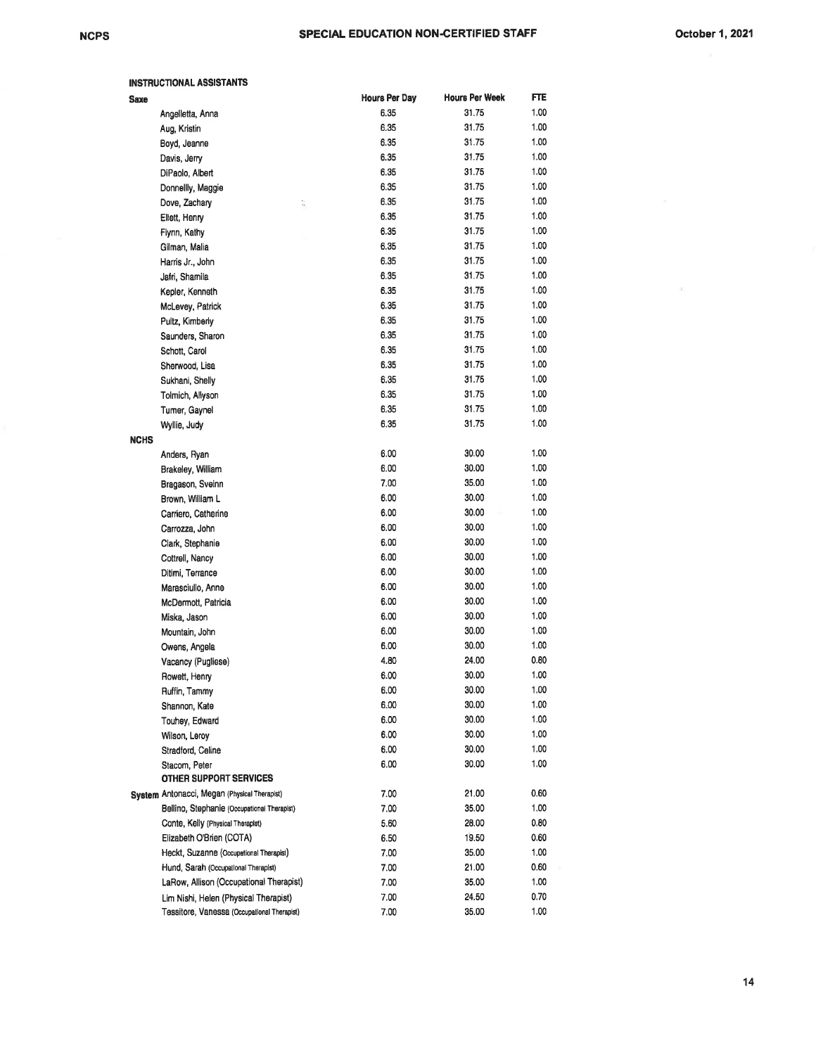## INSTRUCTIONAL ASSISTANTS

| | | Hours Per Day | Hours Per Week | FTE |
|---|---|---|---|---|
| **Saxe** | | | | |
| | Angelletta, Anna | 6.35 | 31.75 | 1.00 |
| | Aug, Kristin | 6.35 | 31.75 | 1.00 |
| | Boyd, Jeanne | 6.35 | 31.75 | 1.00 |
| | Davis, Jerry | 6.35 | 31.75 | 1.00 |
| | DiPaolo, Albert | 6.35 | 31.75 | 1.00 |
| | Donnellly, Maggie | 6.35 | 31.75 | 1.00 |
| | Dove, Zachary | 6.35 | 31.75 | 1.00 |
| | Ellett, Henry | 6.35 | 31.75 | 1.00 |
| | Flynn, Kathy | 6.35 | 31.75 | 1.00 |
| | Gilman, Malia | 6.35 | 31.75 | 1.00 |
| | Harris Jr., John | 6.35 | 31.75 | 1.00 |
| | Jafri, Shamila | 6.35 | 31.75 | 1.00 |
| | Kepler, Kenneth | 6.35 | 31.75 | 1.00 |
| | McLevey, Patrick | 6.35 | 31.75 | 1.00 |
| | Pultz, Kimberly | 6.35 | 31.75 | 1.00 |
| | Saunders, Sharon | 6.35 | 31.75 | 1.00 |
| | Schott, Carol | 6.35 | 31.75 | 1.00 |
| | Sherwood, Lisa | 6.35 | 31.75 | 1.00 |
| | Sukhani, Shelly | 6.35 | 31.75 | 1.00 |
| | Tolmich, Allyson | 6.35 | 31.75 | 1.00 |
| | Turner, Gaynel | 6.35 | 31.75 | 1.00 |
| | Wyllie, Judy | 6.35 | 31.75 | 1.00 |
| **NCHS** | | | | |
| | Anders, Ryan | 6.00 | 30.00 | 1.00 |
| | Brakeley, William | 6.00 | 30.00 | 1.00 |
| | Bragason, Sveinn | 7.00 | 35.00 | 1.00 |
| | Brown, William L | 6.00 | 30.00 | 1.00 |
| | Carriero, Catherine | 6.00 | 30.00 | 1.00 |
| | Carrozza, John | 6.00 | 30.00 | 1.00 |
| | Clark, Stephanie | 6.00 | 30.00 | 1.00 |
| | Cottrell, Nancy | 6.00 | 30.00 | 1.00 |
| | Ditimi, Terrance | 6.00 | 30.00 | 1.00 |
| | Marasciullo, Anne | 6.00 | 30.00 | 1.00 |
| | McDermott, Patricia | 6.00 | 30.00 | 1.00 |
| | Miska, Jason | 6.00 | 30.00 | 1.00 |
| | Mountain, John | 6.00 | 30.00 | 1.00 |
| | Owens, Angela | 6.00 | 30.00 | 1.00 |
| | Vacancy (Pugliese) | 4.80 | 24.00 | 0.80 |
| | Rowett, Henry | 6.00 | 30.00 | 1.00 |
| | Ruffin, Tammy | 6.00 | 30.00 | 1.00 |
| | Shannon, Kate | 6.00 | 30.00 | 1.00 |
| | Touhey, Edward | 6.00 | 30.00 | 1.00 |
| | Wilson, Leroy | 6.00 | 30.00 | 1.00 |
| | Stradford, Celine | 6.00 | 30.00 | 1.00 |
| | Stacom, Peter | 6.00 | 30.00 | 1.00 |
| | **OTHER SUPPORT SERVICES** | | | |
| **System** | Antonacci, Megan (Physical Therapist) | 7.00 | 21.00 | 0.60 |
| | Bellino, Stephanie (Occupational Therapist) | 7.00 | 35.00 | 1.00 |
| | Conte, Kelly (Physical Therapist) | 5.60 | 28.00 | 0.80 |
| | Elizabeth O'Brien (COTA) | 6.50 | 19.50 | 0.60 |
| | Heckt, Suzanne (Occupational Therapist) | 7.00 | 35.00 | 1.00 |
| | Hund, Sarah (Occupational Therapist) | 7.00 | 21.00 | 0.60 |
| | LaRow, Allison (Occupational Therapist) | 7.00 | 35.00 | 1.00 |
| | Lim Nishi, Helen (Physical Therapist) | 7.00 | 24.50 | 0.70 |
| | Tessitore, Vanessa (Occupational Therapist) | 7.00 | 35.00 | 1.00 |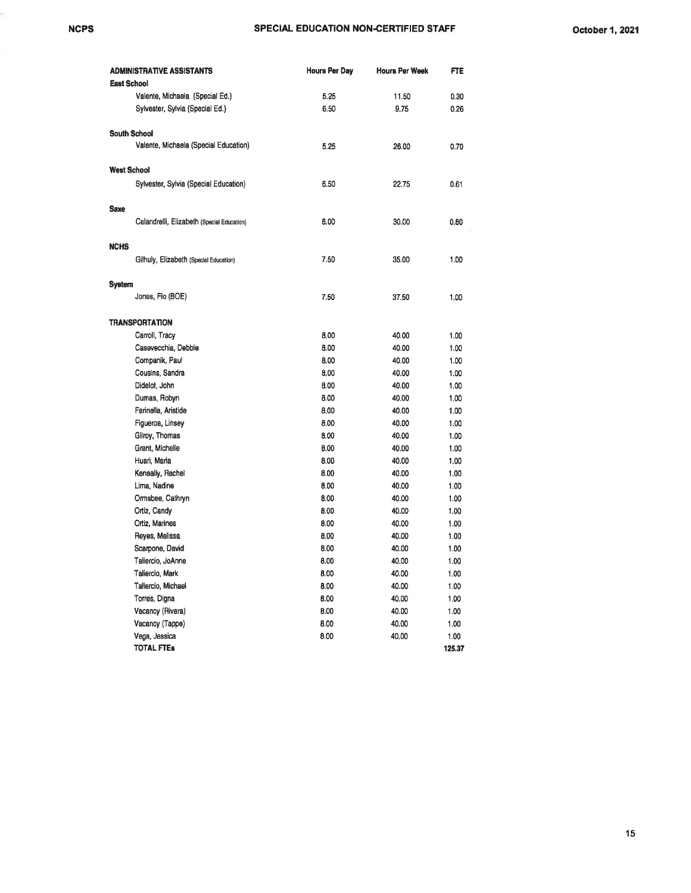## SPECIAL EDUCATION NON-CERTIFIED STAFF

October 1, 2021

| ADMINISTRATIVE ASSISTANTS | Hours Per Day | Hours Per Week | FTE |
|---|---|---|---|
| **East School** | | | |
| Valente, Michaela (Special Ed.) | 5.25 | 11.50 | 0.30 |
| Sylvester, Sylvia (Special Ed.) | 6.50 | 9.75 | 0.26 |
| **South School** | | | |
| Valente, Michaela (Special Education) | 5.25 | 26.00 | 0.70 |
| **West School** | | | |
| Sylvester, Sylvia (Special Education) | 6.50 | 22.75 | 0.61 |
| **Saxe** | | | |
| Calandrelli, Elizabeth (Special Education) | 6.00 | 30.00 | 0.80 |
| **NCHS** | | | |
| Gilhuly, Elizabeth (Special Education) | 7.50 | 35.00 | 1.00 |
| **System** | | | |
| Jones, Flo (BOE) | 7.50 | 37.50 | 1.00 |
| **TRANSPORTATION** | | | |
| Carroll, Tracy | 8.00 | 40.00 | 1.00 |
| Casevecchia, Debbie | 8.00 | 40.00 | 1.00 |
| Companik, Paul | 8.00 | 40.00 | 1.00 |
| Cousins, Sandra | 8.00 | 40.00 | 1.00 |
| Didelot, John | 8.00 | 40.00 | 1.00 |
| Dumas, Robyn | 8.00 | 40.00 | 1.00 |
| Farinella, Aristide | 8.00 | 40.00 | 1.00 |
| Figueroa, Linsey | 8.00 | 40.00 | 1.00 |
| Gilroy, Thomas | 8.00 | 40.00 | 1.00 |
| Grant, Michelle | 8.00 | 40.00 | 1.00 |
| Huari, Maria | 8.00 | 40.00 | 1.00 |
| Keneally, Rachel | 8.00 | 40.00 | 1.00 |
| Lima, Nadine | 8.00 | 40.00 | 1.00 |
| Ormsbee, Cathryn | 8.00 | 40.00 | 1.00 |
| Ortiz, Candy | 8.00 | 40.00 | 1.00 |
| Ortiz, Marines | 8.00 | 40.00 | 1.00 |
| Reyes, Melissa | 8.00 | 40.00 | 1.00 |
| Scarpone, David | 8.00 | 40.00 | 1.00 |
| Taliercio, JoAnne | 8.00 | 40.00 | 1.00 |
| Taliercio, Mark | 8.00 | 40.00 | 1.00 |
| Taliercio, Michael | 8.00 | 40.00 | 1.00 |
| Torres, Digna | 8.00 | 40.00 | 1.00 |
| Vacancy (Rivera) | 8.00 | 40.00 | 1.00 |
| Vacancy (Tappe) | 8.00 | 40.00 | 1.00 |
| Vega, Jessica | 8.00 | 40.00 | 1.00 |
| **TOTAL FTEs** | | | **125.37** |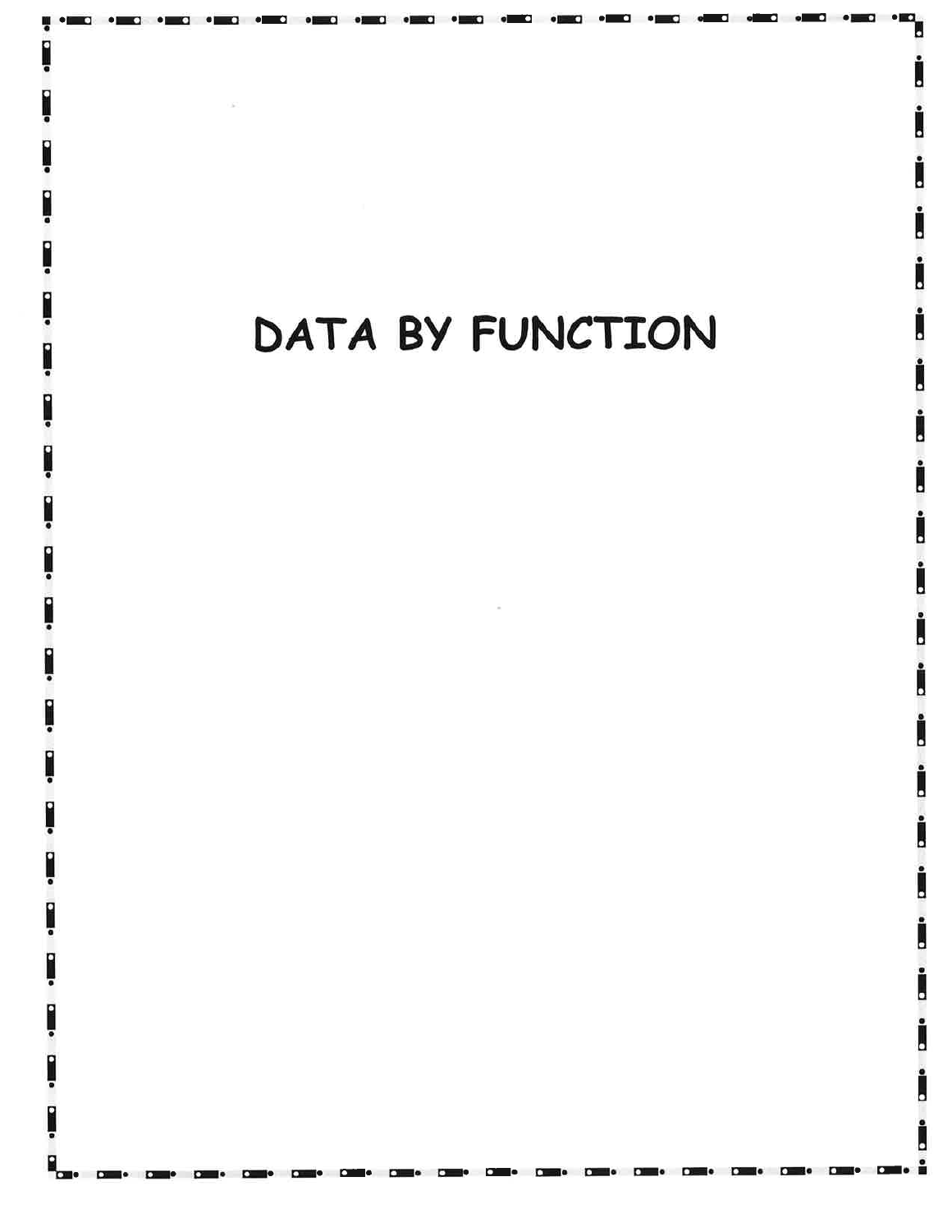# DATA BY FUNCTION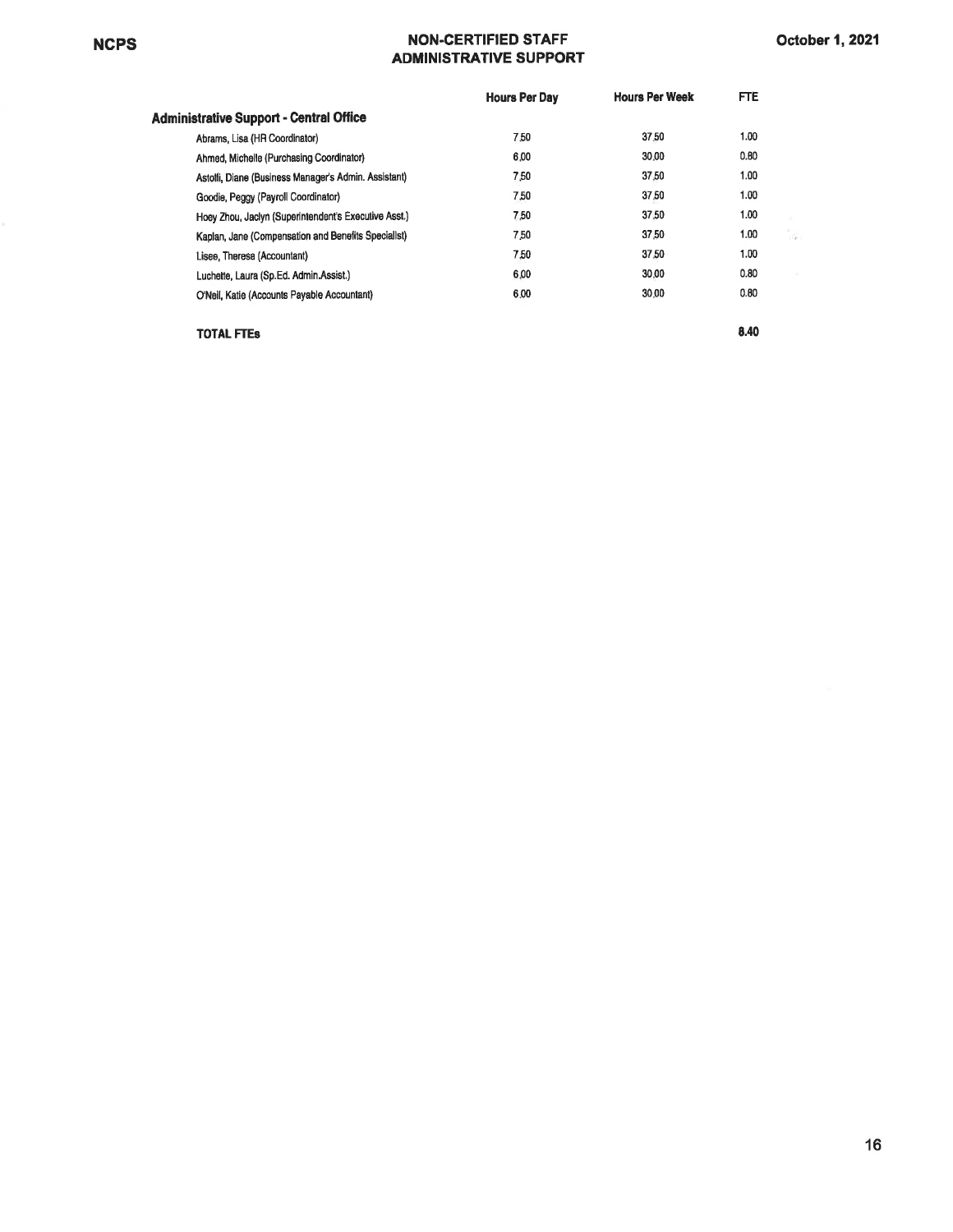# NON-CERTIFIED STAFF
## ADMINISTRATIVE SUPPORT

October 1, 2021

| | Hours Per Day | Hours Per Week | FTE |
|---|---|---|---|
| **Administrative Support - Central Office** | | | |
| Abrams, Lisa (HR Coordinator) | 7.50 | 37.50 | 1.00 |
| Ahmed, Michelle (Purchasing Coordinator) | 6.00 | 30.00 | 0.80 |
| Astolfi, Diane (Business Manager's Admin. Assistant) | 7.50 | 37.50 | 1.00 |
| Goodie, Peggy (Payroll Coordinator) | 7.50 | 37.50 | 1.00 |
| Hoey Zhou, Jaclyn (Superintendent's Executive Asst.) | 7.50 | 37.50 | 1.00 |
| Kaplan, Jane (Compensation and Benefits Specialist) | 7.50 | 37.50 | 1.00 |
| Lisee, Theresa (Accountant) | 7.50 | 37.50 | 1.00 |
| Luchette, Laura (Sp.Ed. Admin.Assist.) | 6.00 | 30.00 | 0.80 |
| O'Neil, Katie (Accounts Payable Accountant) | 6.00 | 30.00 | 0.80 |
| **TOTAL FTEs** | | | **8.40** |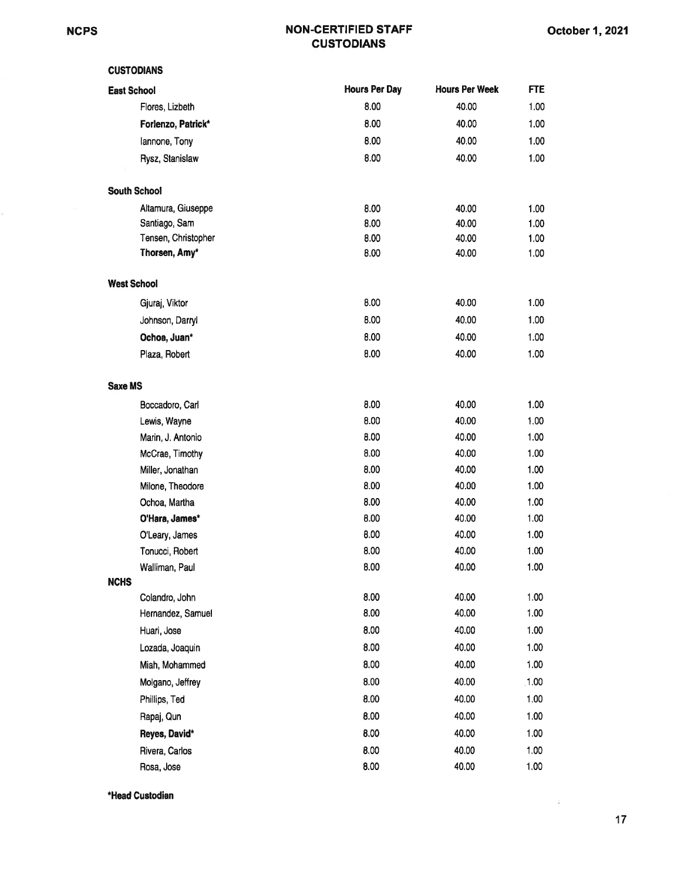# NON-CERTIFIED STAFF
## CUSTODIANS

### CUSTODIANS

| East School | Hours Per Day | Hours Per Week | FTE |
|---|---|---|---|
| Flores, Lizbeth | 8.00 | 40.00 | 1.00 |
| **Forlenzo, Patrick*** | 8.00 | 40.00 | 1.00 |
| Iannone, Tony | 8.00 | 40.00 | 1.00 |
| Rysz, Stanislaw | 8.00 | 40.00 | 1.00 |
| **South School** | | | |
| Altamura, Giuseppe | 8.00 | 40.00 | 1.00 |
| Santiago, Sam | 8.00 | 40.00 | 1.00 |
| Tensen, Christopher | 8.00 | 40.00 | 1.00 |
| **Thorsen, Amy*** | 8.00 | 40.00 | 1.00 |
| **West School** | | | |
| Gjuraj, Viktor | 8.00 | 40.00 | 1.00 |
| Johnson, Darryl | 8.00 | 40.00 | 1.00 |
| **Ochoa, Juan*** | 8.00 | 40.00 | 1.00 |
| Plaza, Robert | 8.00 | 40.00 | 1.00 |
| **Saxe MS** | | | |
| Boccadoro, Carl | 8.00 | 40.00 | 1.00 |
| Lewis, Wayne | 8.00 | 40.00 | 1.00 |
| Marin, J. Antonio | 8.00 | 40.00 | 1.00 |
| McCrae, Timothy | 8.00 | 40.00 | 1.00 |
| Miller, Jonathan | 8.00 | 40.00 | 1.00 |
| Milone, Theodore | 8.00 | 40.00 | 1.00 |
| Ochoa, Martha | 8.00 | 40.00 | 1.00 |
| **O'Hara, James*** | 8.00 | 40.00 | 1.00 |
| O'Leary, James | 8.00 | 40.00 | 1.00 |
| Tonucci, Robert | 8.00 | 40.00 | 1.00 |
| Walliman, Paul | 8.00 | 40.00 | 1.00 |
| **NCHS** | | | |
| Colandro, John | 8.00 | 40.00 | 1.00 |
| Hernandez, Samuel | 8.00 | 40.00 | 1.00 |
| Huari, Jose | 8.00 | 40.00 | 1.00 |
| Lozada, Joaquin | 8.00 | 40.00 | 1.00 |
| Miah, Mohammed | 8.00 | 40.00 | 1.00 |
| Molgano, Jeffrey | 8.00 | 40.00 | 1.00 |
| Phillips, Ted | 8.00 | 40.00 | 1.00 |
| Rapaj, Qun | 8.00 | 40.00 | 1.00 |
| **Reyes, David*** | 8.00 | 40.00 | 1.00 |
| Rivera, Carlos | 8.00 | 40.00 | 1.00 |
| Rosa, Jose | 8.00 | 40.00 | 1.00 |

***Head Custodian**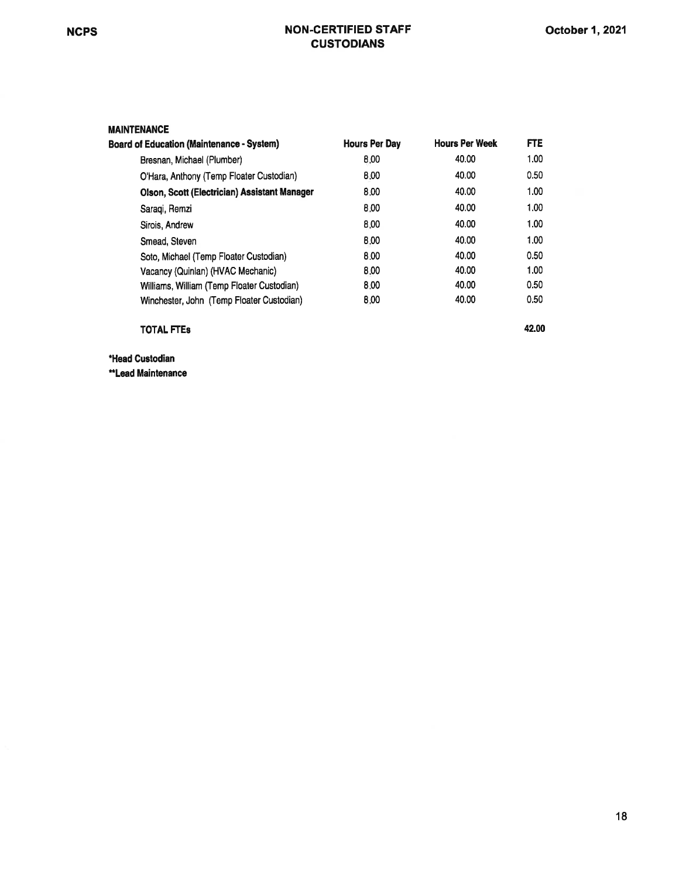# NON-CERTIFIED STAFF
## CUSTODIANS

**MAINTENANCE**

| **Board of Education (Maintenance - System)** | **Hours Per Day** | **Hours Per Week** | **FTE** |
|---|---|---|---|
| Bresnan, Michael (Plumber) | 8.00 | 40.00 | 1.00 |
| O'Hara, Anthony (Temp Floater Custodian) | 8.00 | 40.00 | 0.50 |
| **Olson, Scott (Electrician) Assistant Manager** | 8.00 | 40.00 | 1.00 |
| Saraqi, Remzi | 8.00 | 40.00 | 1.00 |
| Sirois, Andrew | 8.00 | 40.00 | 1.00 |
| Smead, Steven | 8.00 | 40.00 | 1.00 |
| Soto, Michael (Temp Floater Custodian) | 8.00 | 40.00 | 0.50 |
| Vacancy (Quinlan) (HVAC Mechanic) | 8.00 | 40.00 | 1.00 |
| Williams, William (Temp Floater Custodian) | 8.00 | 40.00 | 0.50 |
| Winchester, John (Temp Floater Custodian) | 8.00 | 40.00 | 0.50 |
| | | | |
| **TOTAL FTEs** | | | **42.00** |

**\*Head Custodian**

**\*\*Lead Maintenance**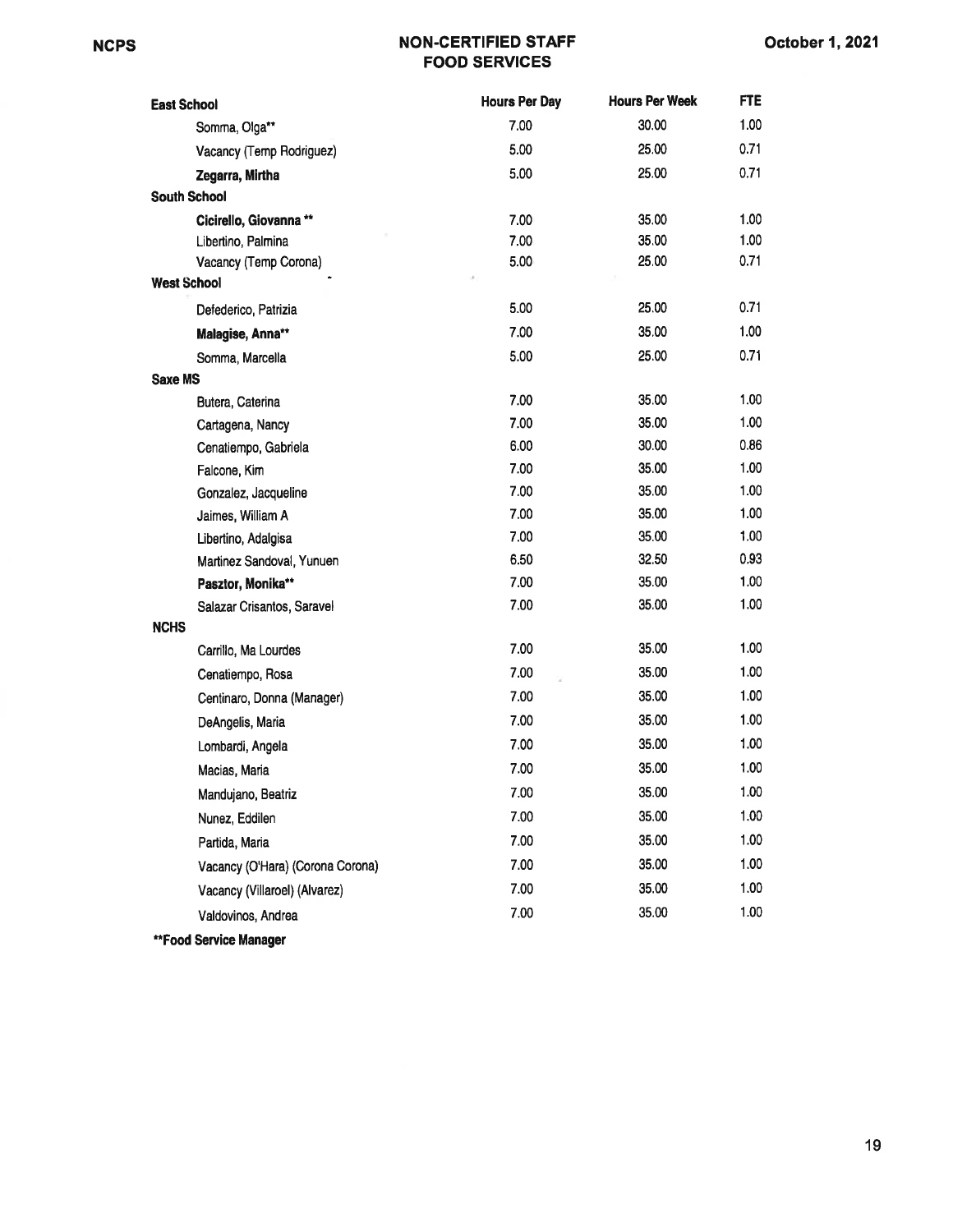# NON-CERTIFIED STAFF
## FOOD SERVICES

October 1, 2021

| | Hours Per Day | Hours Per Week | FTE |
|---|---|---|---|
| **East School** | | | |
| Somma, Olga** | 7.00 | 30.00 | 1.00 |
| Vacancy (Temp Rodriguez) | 5.00 | 25.00 | 0.71 |
| **Zegarra, Mirtha** | 5.00 | 25.00 | 0.71 |
| **South School** | | | |
| **Cicirello, Giovanna** ** | 7.00 | 35.00 | 1.00 |
| Libertino, Palmina | 7.00 | 35.00 | 1.00 |
| Vacancy (Temp Corona) | 5.00 | 25.00 | 0.71 |
| **West School** | | | |
| Defederico, Patrizia | 5.00 | 25.00 | 0.71 |
| **Malagise, Anna**** | 7.00 | 35.00 | 1.00 |
| Somma, Marcella | 5.00 | 25.00 | 0.71 |
| **Saxe MS** | | | |
| Butera, Caterina | 7.00 | 35.00 | 1.00 |
| Cartagena, Nancy | 7.00 | 35.00 | 1.00 |
| Cenatiempo, Gabriela | 6.00 | 30.00 | 0.86 |
| Falcone, Kim | 7.00 | 35.00 | 1.00 |
| Gonzalez, Jacqueline | 7.00 | 35.00 | 1.00 |
| Jaimes, William A | 7.00 | 35.00 | 1.00 |
| Libertino, Adalgisa | 7.00 | 35.00 | 1.00 |
| Martinez Sandoval, Yunuen | 6.50 | 32.50 | 0.93 |
| **Pasztor, Monika**** | 7.00 | 35.00 | 1.00 |
| Salazar Crisantos, Saravel | 7.00 | 35.00 | 1.00 |
| **NCHS** | | | |
| Carrillo, Ma Lourdes | 7.00 | 35.00 | 1.00 |
| Cenatiempo, Rosa | 7.00 | 35.00 | 1.00 |
| Centinaro, Donna (Manager) | 7.00 | 35.00 | 1.00 |
| DeAngelis, Maria | 7.00 | 35.00 | 1.00 |
| Lombardi, Angela | 7.00 | 35.00 | 1.00 |
| Macias, Maria | 7.00 | 35.00 | 1.00 |
| Mandujano, Beatriz | 7.00 | 35.00 | 1.00 |
| Nunez, Eddilen | 7.00 | 35.00 | 1.00 |
| Partida, Maria | 7.00 | 35.00 | 1.00 |
| Vacancy (O'Hara) (Corona Corona) | 7.00 | 35.00 | 1.00 |
| Vacancy (Villaroel) (Alvarez) | 7.00 | 35.00 | 1.00 |
| Valdovinos, Andrea | 7.00 | 35.00 | 1.00 |

**Food Service Manager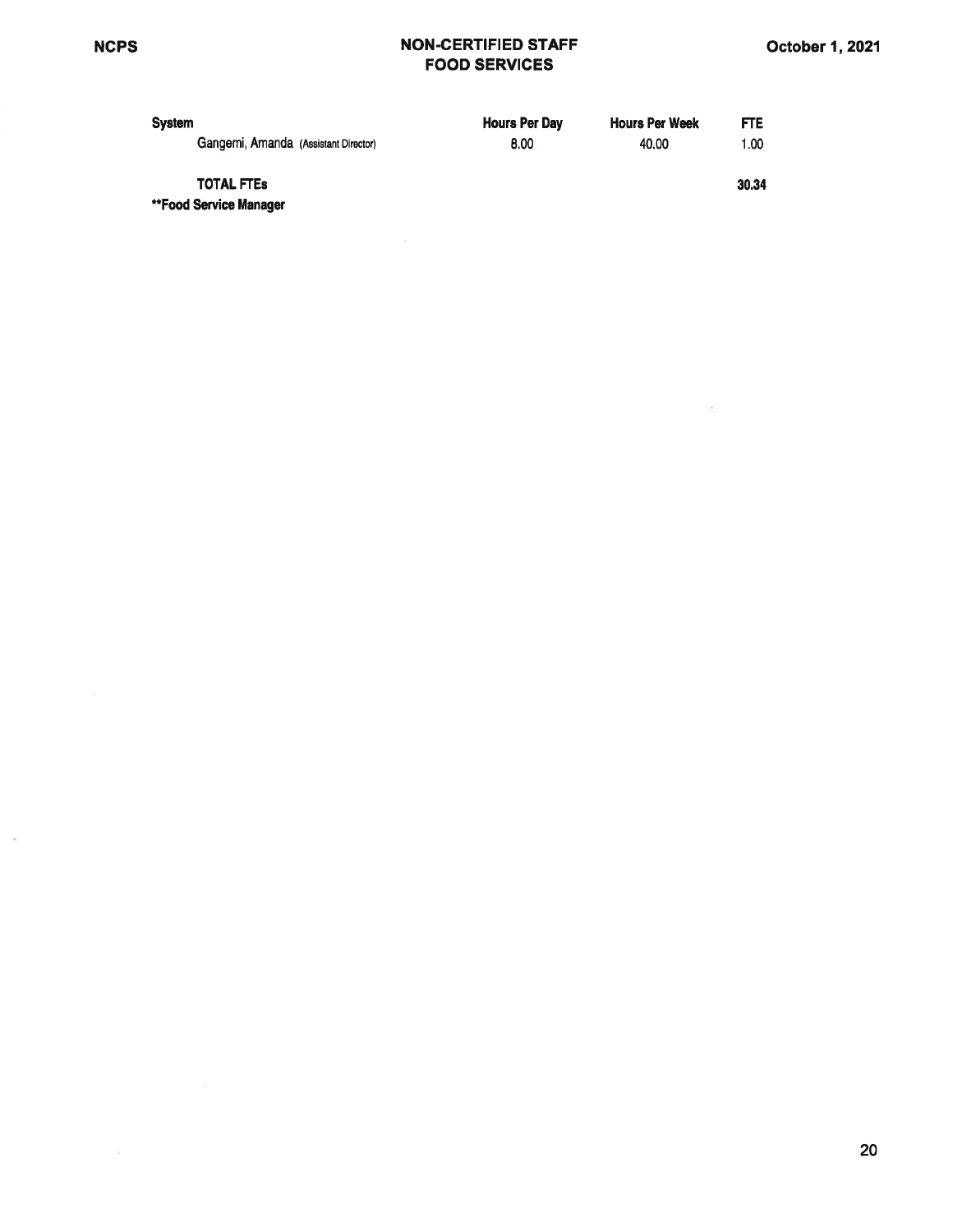| System | Hours Per Day | Hours Per Week | FTE |
|---|---|---|---|
| Gangemi, Amanda (Assistant Director) | 8.00 | 40.00 | 1.00 |
| **TOTAL FTEs** | | | **30.34** |

**\*\*Food Service Manager**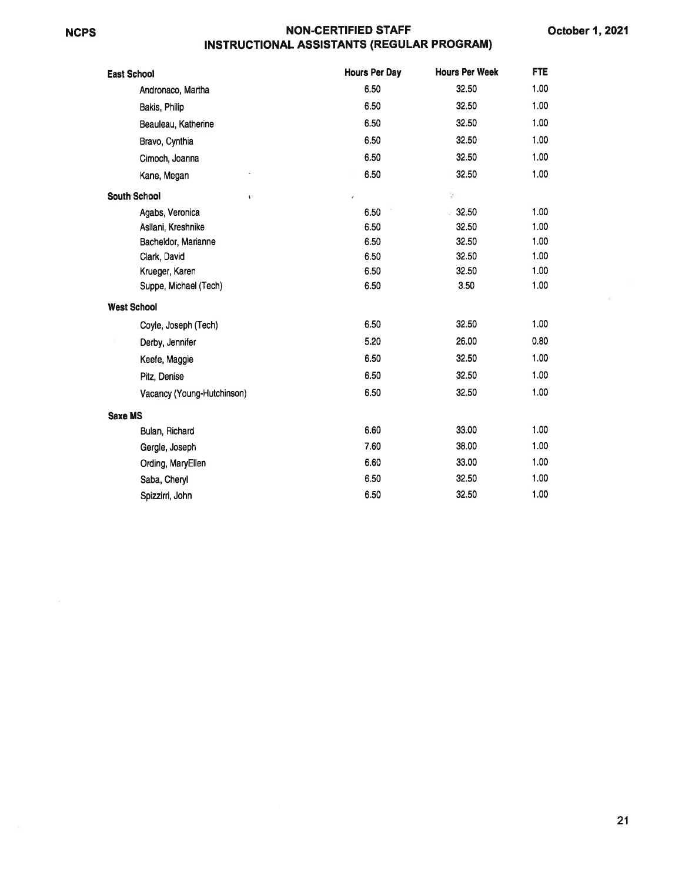# NON-CERTIFIED STAFF
## INSTRUCTIONAL ASSISTANTS (REGULAR PROGRAM)

| | Hours Per Day | Hours Per Week | FTE |
|---|---|---|---|
| **East School** | | | |
| Andronaco, Martha | 6.50 | 32.50 | 1.00 |
| Bakis, Philip | 6.50 | 32.50 | 1.00 |
| Beauleau, Katherine | 6.50 | 32.50 | 1.00 |
| Bravo, Cynthia | 6.50 | 32.50 | 1.00 |
| Cimoch, Joanna | 6.50 | 32.50 | 1.00 |
| Kane, Megan | 6.50 | 32.50 | 1.00 |
| **South School** | | | |
| Agabs, Veronica | 6.50 | 32.50 | 1.00 |
| Asllani, Kreshnike | 6.50 | 32.50 | 1.00 |
| Bacheldor, Marianne | 6.50 | 32.50 | 1.00 |
| Clark, David | 6.50 | 32.50 | 1.00 |
| Krueger, Karen | 6.50 | 32.50 | 1.00 |
| Suppe, Michael (Tech) | 6.50 | 3.50 | 1.00 |
| **West School** | | | |
| Coyle, Joseph (Tech) | 6.50 | 32.50 | 1.00 |
| Derby, Jennifer | 5.20 | 26.00 | 0.80 |
| Keefe, Maggie | 6.50 | 32.50 | 1.00 |
| Pitz, Denise | 6.50 | 32.50 | 1.00 |
| Vacancy (Young-Hutchinson) | 6.50 | 32.50 | 1.00 |
| **Saxe MS** | | | |
| Bulan, Richard | 6.60 | 33.00 | 1.00 |
| Gergle, Joseph | 7.60 | 38.00 | 1.00 |
| Ording, MaryEllen | 6.60 | 33.00 | 1.00 |
| Saba, Cheryl | 6.50 | 32.50 | 1.00 |
| Spizzirri, John | 6.50 | 32.50 | 1.00 |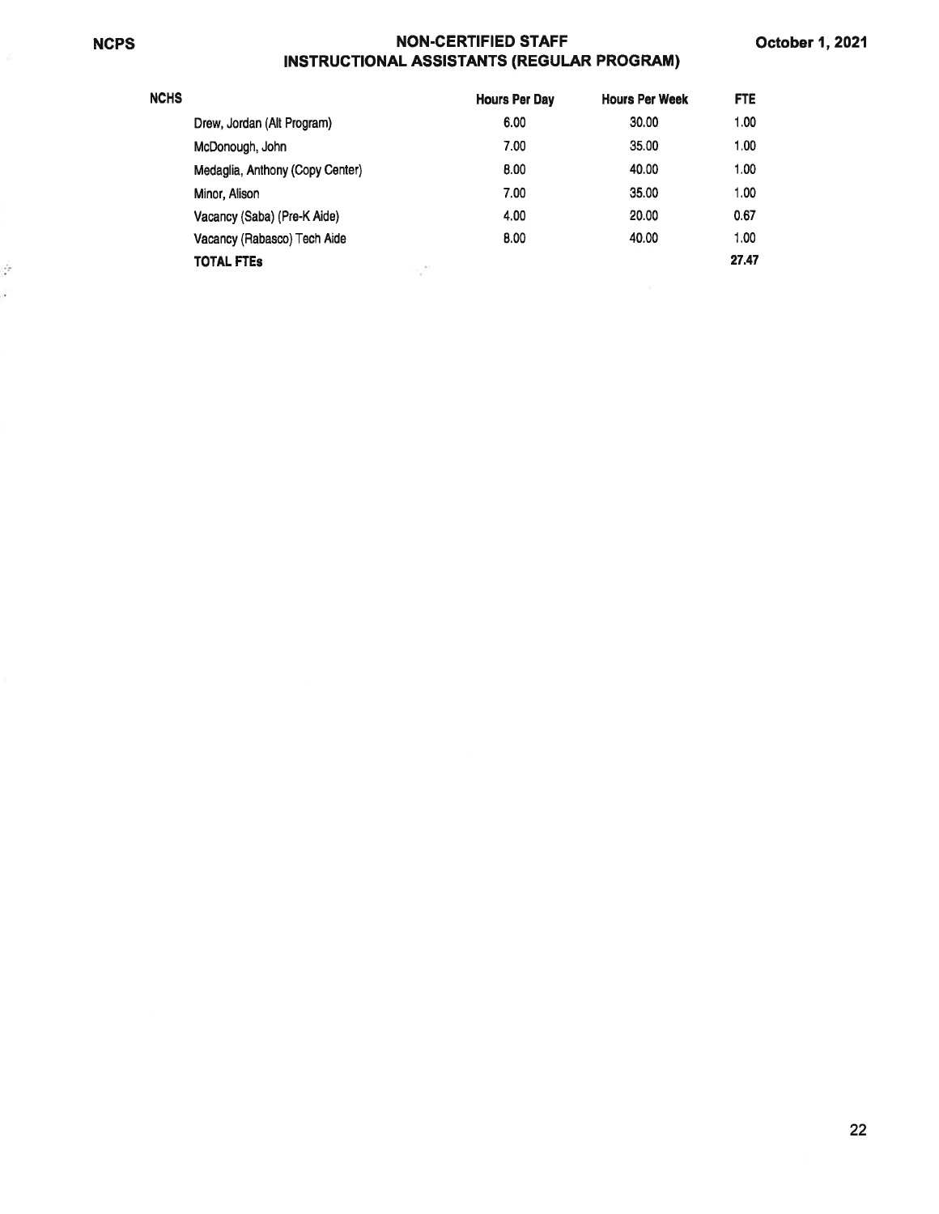# NON-CERTIFIED STAFF
## INSTRUCTIONAL ASSISTANTS (REGULAR PROGRAM)

| NCHS | Hours Per Day | Hours Per Week | FTE |
|---|---|---|---|
| Drew, Jordan (Alt Program) | 6.00 | 30.00 | 1.00 |
| McDonough, John | 7.00 | 35.00 | 1.00 |
| Medaglia, Anthony (Copy Center) | 8.00 | 40.00 | 1.00 |
| Minor, Alison | 7.00 | 35.00 | 1.00 |
| Vacancy (Saba) (Pre-K Aide) | 4.00 | 20.00 | 0.67 |
| Vacancy (Rabasco) Tech Aide | 8.00 | 40.00 | 1.00 |
| **TOTAL FTEs** | | | **27.47** |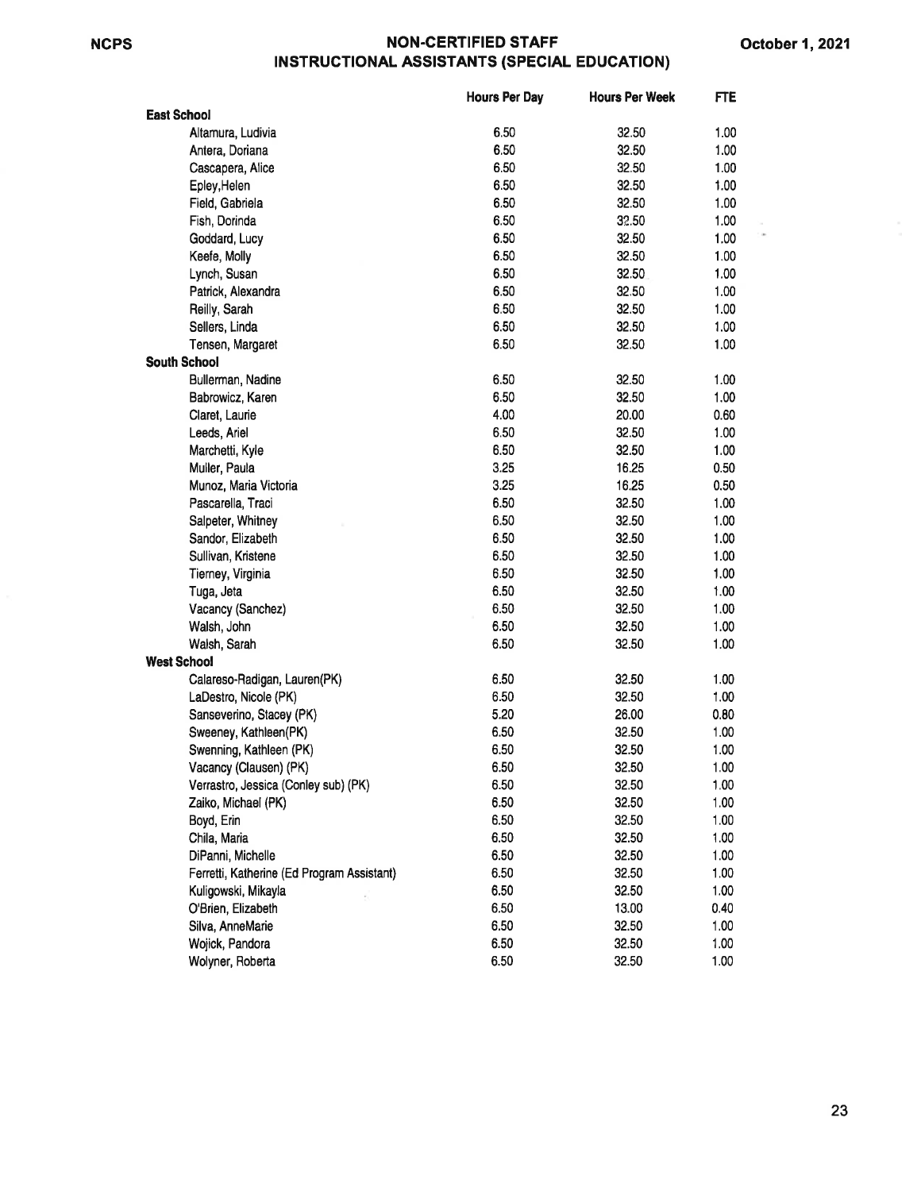# NON-CERTIFIED STAFF
## INSTRUCTIONAL ASSISTANTS (SPECIAL EDUCATION)

October 1, 2021

| | Hours Per Day | Hours Per Week | FTE |
|---|---|---|---|
| **East School** | | | |
| Altamura, Ludivia | 6.50 | 32.50 | 1.00 |
| Antera, Doriana | 6.50 | 32.50 | 1.00 |
| Cascapera, Alice | 6.50 | 32.50 | 1.00 |
| Epley,Helen | 6.50 | 32.50 | 1.00 |
| Field, Gabriela | 6.50 | 32.50 | 1.00 |
| Fish, Dorinda | 6.50 | 32.50 | 1.00 |
| Goddard, Lucy | 6.50 | 32.50 | 1.00 |
| Keefe, Molly | 6.50 | 32.50 | 1.00 |
| Lynch, Susan | 6.50 | 32.50 | 1.00 |
| Patrick, Alexandra | 6.50 | 32.50 | 1.00 |
| Reilly, Sarah | 6.50 | 32.50 | 1.00 |
| Sellers, Linda | 6.50 | 32.50 | 1.00 |
| Tensen, Margaret | 6.50 | 32.50 | 1.00 |
| **South School** | | | |
| Bullerman, Nadine | 6.50 | 32.50 | 1.00 |
| Babrowicz, Karen | 6.50 | 32.50 | 1.00 |
| Claret, Laurie | 4.00 | 20.00 | 0.60 |
| Leeds, Ariel | 6.50 | 32.50 | 1.00 |
| Marchetti, Kyle | 6.50 | 32.50 | 1.00 |
| Muller, Paula | 3.25 | 16.25 | 0.50 |
| Munoz, Maria Victoria | 3.25 | 16.25 | 0.50 |
| Pascarella, Traci | 6.50 | 32.50 | 1.00 |
| Salpeter, Whitney | 6.50 | 32.50 | 1.00 |
| Sandor, Elizabeth | 6.50 | 32.50 | 1.00 |
| Sullivan, Kristene | 6.50 | 32.50 | 1.00 |
| Tierney, Virginia | 6.50 | 32.50 | 1.00 |
| Tuga, Jeta | 6.50 | 32.50 | 1.00 |
| Vacancy (Sanchez) | 6.50 | 32.50 | 1.00 |
| Walsh, John | 6.50 | 32.50 | 1.00 |
| Walsh, Sarah | 6.50 | 32.50 | 1.00 |
| **West School** | | | |
| Calareso-Radigan, Lauren(PK) | 6.50 | 32.50 | 1.00 |
| LaDestro, Nicole (PK) | 6.50 | 32.50 | 1.00 |
| Sanseverino, Stacey (PK) | 5.20 | 26.00 | 0.80 |
| Sweeney, Kathleen(PK) | 6.50 | 32.50 | 1.00 |
| Swenning, Kathleen (PK) | 6.50 | 32.50 | 1.00 |
| Vacancy (Clausen) (PK) | 6.50 | 32.50 | 1.00 |
| Verrastro, Jessica (Conley sub) (PK) | 6.50 | 32.50 | 1.00 |
| Zaiko, Michael (PK) | 6.50 | 32.50 | 1.00 |
| Boyd, Erin | 6.50 | 32.50 | 1.00 |
| Chila, Maria | 6.50 | 32.50 | 1.00 |
| DiPanni, Michelle | 6.50 | 32.50 | 1.00 |
| Ferretti, Katherine (Ed Program Assistant) | 6.50 | 32.50 | 1.00 |
| Kuligowski, Mikayla | 6.50 | 32.50 | 1.00 |
| O'Brien, Elizabeth | 6.50 | 13.00 | 0.40 |
| Silva, AnneMarie | 6.50 | 32.50 | 1.00 |
| Wojick, Pandora | 6.50 | 32.50 | 1.00 |
| Wolyner, Roberta | 6.50 | 32.50 | 1.00 |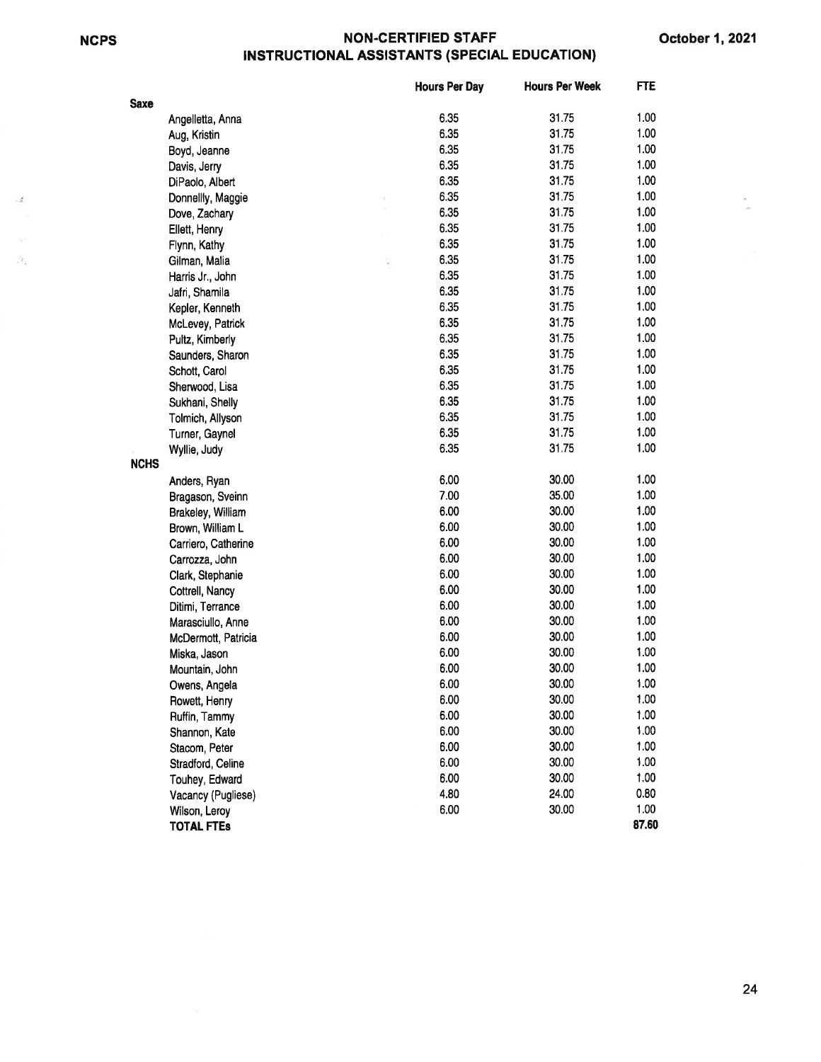# NON-CERTIFIED STAFF
## INSTRUCTIONAL ASSISTANTS (SPECIAL EDUCATION)

| | | Hours Per Day | Hours Per Week | FTE |
|---|---|---|---|---|
| **Saxe** | | | | |
| | Angelletta, Anna | 6.35 | 31.75 | 1.00 |
| | Aug, Kristin | 6.35 | 31.75 | 1.00 |
| | Boyd, Jeanne | 6.35 | 31.75 | 1.00 |
| | Davis, Jerry | 6.35 | 31.75 | 1.00 |
| | DiPaolo, Albert | 6.35 | 31.75 | 1.00 |
| | Donnellly, Maggie | 6.35 | 31.75 | 1.00 |
| | Dove, Zachary | 6.35 | 31.75 | 1.00 |
| | Ellett, Henry | 6.35 | 31.75 | 1.00 |
| | Flynn, Kathy | 6.35 | 31.75 | 1.00 |
| | Gilman, Malia | 6.35 | 31.75 | 1.00 |
| | Harris Jr., John | 6.35 | 31.75 | 1.00 |
| | Jafri, Shamila | 6.35 | 31.75 | 1.00 |
| | Kepler, Kenneth | 6.35 | 31.75 | 1.00 |
| | McLevey, Patrick | 6.35 | 31.75 | 1.00 |
| | Pultz, Kimberly | 6.35 | 31.75 | 1.00 |
| | Saunders, Sharon | 6.35 | 31.75 | 1.00 |
| | Schott, Carol | 6.35 | 31.75 | 1.00 |
| | Sherwood, Lisa | 6.35 | 31.75 | 1.00 |
| | Sukhani, Shelly | 6.35 | 31.75 | 1.00 |
| | Tolmich, Allyson | 6.35 | 31.75 | 1.00 |
| | Turner, Gaynel | 6.35 | 31.75 | 1.00 |
| | Wyllie, Judy | 6.35 | 31.75 | 1.00 |
| **NCHS** | | | | |
| | Anders, Ryan | 6.00 | 30.00 | 1.00 |
| | Bragason, Sveinn | 7.00 | 35.00 | 1.00 |
| | Brakeley, William | 6.00 | 30.00 | 1.00 |
| | Brown, William L | 6.00 | 30.00 | 1.00 |
| | Carriero, Catherine | 6.00 | 30.00 | 1.00 |
| | Carrozza, John | 6.00 | 30.00 | 1.00 |
| | Clark, Stephanie | 6.00 | 30.00 | 1.00 |
| | Cottrell, Nancy | 6.00 | 30.00 | 1.00 |
| | Ditimi, Terrance | 6.00 | 30.00 | 1.00 |
| | Marasciullo, Anne | 6.00 | 30.00 | 1.00 |
| | McDermott, Patricia | 6.00 | 30.00 | 1.00 |
| | Miska, Jason | 6.00 | 30.00 | 1.00 |
| | Mountain, John | 6.00 | 30.00 | 1.00 |
| | Owens, Angela | 6.00 | 30.00 | 1.00 |
| | Rowett, Henry | 6.00 | 30.00 | 1.00 |
| | Ruffin, Tammy | 6.00 | 30.00 | 1.00 |
| | Shannon, Kate | 6.00 | 30.00 | 1.00 |
| | Stacom, Peter | 6.00 | 30.00 | 1.00 |
| | Stradford, Celine | 6.00 | 30.00 | 1.00 |
| | Touhey, Edward | 6.00 | 30.00 | 1.00 |
| | Vacancy (Pugliese) | 4.80 | 24.00 | 0.80 |
| | Wilson, Leroy | 6.00 | 30.00 | 1.00 |
| | **TOTAL FTEs** | | | **87.60** |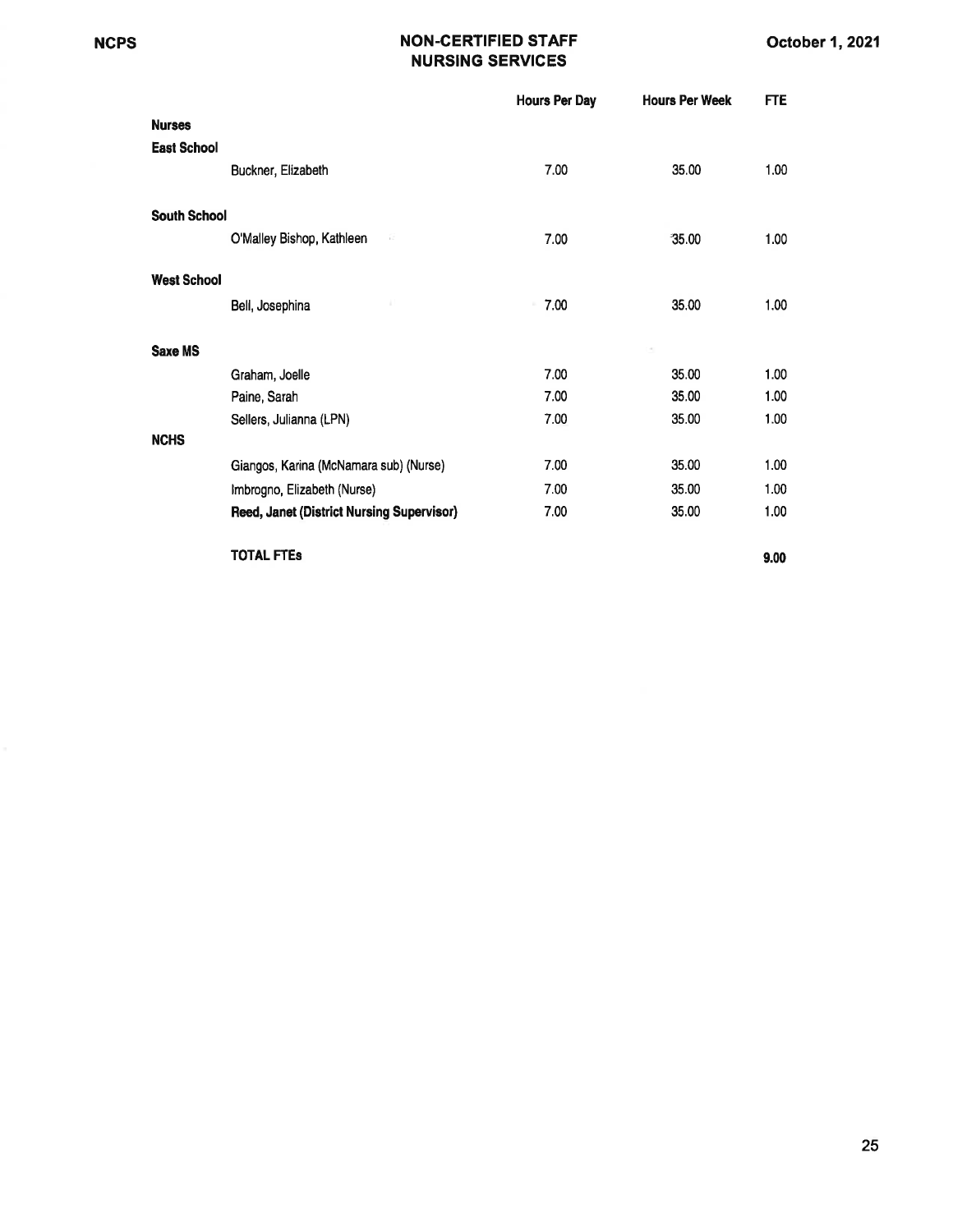# NON-CERTIFIED STAFF
## NURSING SERVICES

October 1, 2021

| | | Hours Per Day | Hours Per Week | FTE |
|---|---|---|---|---|
| **Nurses** | | | | |
| **East School** | | | | |
| | Buckner, Elizabeth | 7.00 | 35.00 | 1.00 |
| **South School** | | | | |
| | O'Malley Bishop, Kathleen | 7.00 | 35.00 | 1.00 |
| **West School** | | | | |
| | Bell, Josephina | 7.00 | 35.00 | 1.00 |
| **Saxe MS** | | | | |
| | Graham, Joelle | 7.00 | 35.00 | 1.00 |
| | Paine, Sarah | 7.00 | 35.00 | 1.00 |
| | Sellers, Julianna (LPN) | 7.00 | 35.00 | 1.00 |
| **NCHS** | | | | |
| | Giangos, Karina (McNamara sub) (Nurse) | 7.00 | 35.00 | 1.00 |
| | Imbrogno, Elizabeth (Nurse) | 7.00 | 35.00 | 1.00 |
| | **Reed, Janet (District Nursing Supervisor)** | 7.00 | 35.00 | 1.00 |
| | **TOTAL FTEs** | | | **9.00** |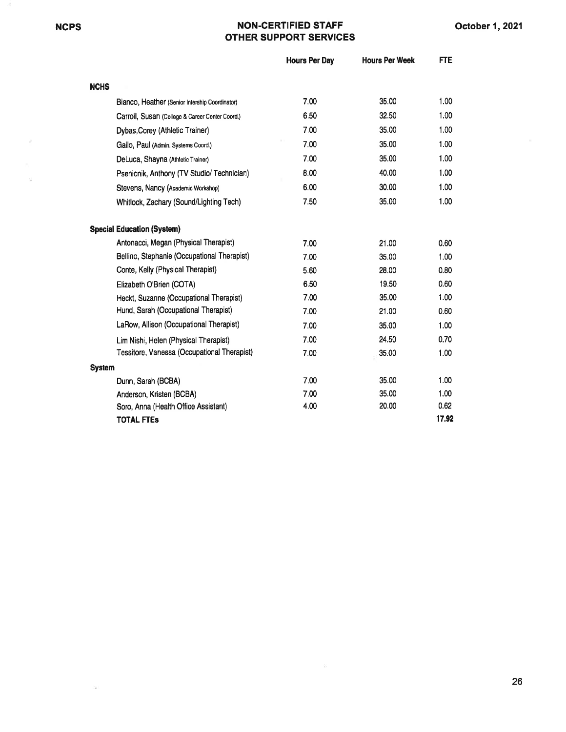## NON-CERTIFIED STAFF
## OTHER SUPPORT SERVICES

| | Hours Per Day | Hours Per Week | FTE |
|---|---|---|---|
| **NCHS** | | | |
| Bianco, Heather (Senior Intership Coordinator) | 7.00 | 35.00 | 1.00 |
| Carroll, Susan (College & Career Center Coord.) | 6.50 | 32.50 | 1.00 |
| Dybas,Corey (Athletic Trainer) | 7.00 | 35.00 | 1.00 |
| Gallo, Paul (Admin. Systems Coord.) | 7.00 | 35.00 | 1.00 |
| DeLuca, Shayna (Athletic Trainer) | 7.00 | 35.00 | 1.00 |
| Psenicnik, Anthony (TV Studio/ Technician) | 8.00 | 40.00 | 1.00 |
| Stevens, Nancy (Academic Workshop) | 6.00 | 30.00 | 1.00 |
| Whitlock, Zachary (Sound/Lighting Tech) | 7.50 | 35.00 | 1.00 |
| **Special Education (System)** | | | |
| Antonacci, Megan (Physical Therapist) | 7.00 | 21.00 | 0.60 |
| Bellino, Stephanie (Occupational Therapist) | 7.00 | 35.00 | 1.00 |
| Conte, Kelly (Physical Therapist) | 5.60 | 28.00 | 0.80 |
| Elizabeth O'Brien (COTA) | 6.50 | 19.50 | 0.60 |
| Heckt, Suzanne (Occupational Therapist) | 7.00 | 35.00 | 1.00 |
| Hund, Sarah (Occupational Therapist) | 7.00 | 21.00 | 0.60 |
| LaRow, Allison (Occupational Therapist) | 7.00 | 35.00 | 1.00 |
| Lim Nishi, Helen (Physical Therapist) | 7.00 | 24.50 | 0.70 |
| Tessitore, Vanessa (Occupational Therapist) | 7.00 | 35.00 | 1.00 |
| **System** | | | |
| Dunn, Sarah (BCBA) | 7.00 | 35.00 | 1.00 |
| Anderson, Kristen (BCBA) | 7.00 | 35.00 | 1.00 |
| Soro, Anna (Health Office Assistant) | 4.00 | 20.00 | 0.62 |
| **TOTAL FTEs** | | | 17.92 |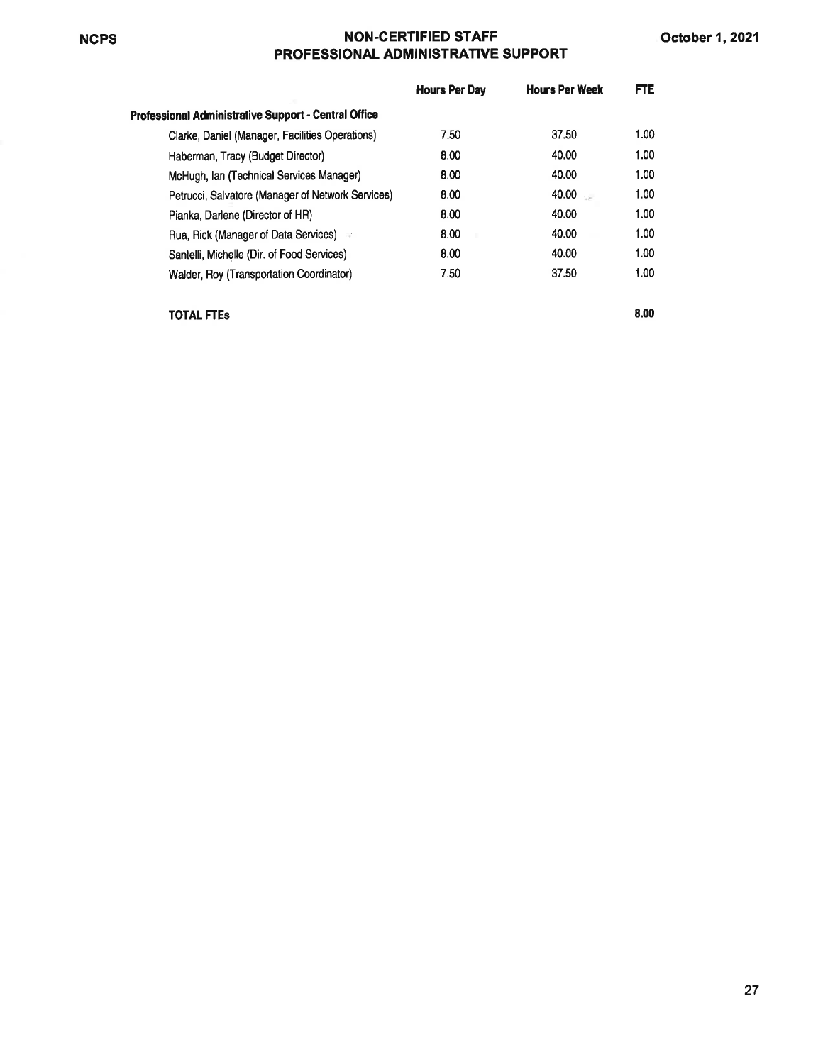# NON-CERTIFIED STAFF
## PROFESSIONAL ADMINISTRATIVE SUPPORT

| | Hours Per Day | Hours Per Week | FTE |
|---|---|---|---|
| **Professional Administrative Support - Central Office** | | | |
| Clarke, Daniel (Manager, Facilities Operations) | 7.50 | 37.50 | 1.00 |
| Haberman, Tracy (Budget Director) | 8.00 | 40.00 | 1.00 |
| McHugh, Ian (Technical Services Manager) | 8.00 | 40.00 | 1.00 |
| Petrucci, Salvatore (Manager of Network Services) | 8.00 | 40.00 | 1.00 |
| Pianka, Darlene (Director of HR) | 8.00 | 40.00 | 1.00 |
| Rua, Rick (Manager of Data Services) | 8.00 | 40.00 | 1.00 |
| Santelli, Michelle (Dir. of Food Services) | 8.00 | 40.00 | 1.00 |
| Walder, Roy (Transportation Coordinator) | 7.50 | 37.50 | 1.00 |
| **TOTAL FTEs** | | | **8.00** |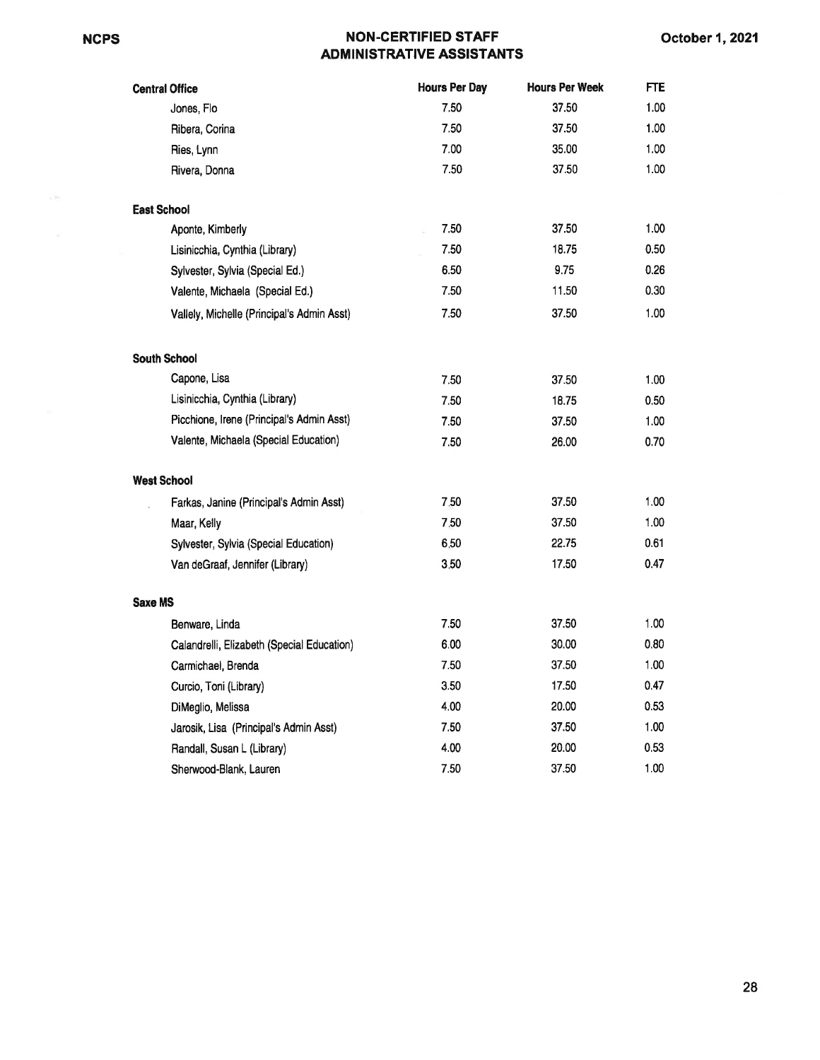# NON-CERTIFIED STAFF
## ADMINISTRATIVE ASSISTANTS

October 1, 2021

| | Hours Per Day | Hours Per Week | FTE |
|---|---|---|---|
| **Central Office** | | | |
| Jones, Flo | 7.50 | 37.50 | 1.00 |
| Ribera, Corina | 7.50 | 37.50 | 1.00 |
| Ries, Lynn | 7.00 | 35.00 | 1.00 |
| Rivera, Donna | 7.50 | 37.50 | 1.00 |
| **East School** | | | |
| Aponte, Kimberly | 7.50 | 37.50 | 1.00 |
| Lisinicchia, Cynthia (Library) | 7.50 | 18.75 | 0.50 |
| Sylvester, Sylvia (Special Ed.) | 6.50 | 9.75 | 0.26 |
| Valente, Michaela (Special Ed.) | 7.50 | 11.50 | 0.30 |
| Vallely, Michelle (Principal's Admin Asst) | 7.50 | 37.50 | 1.00 |
| **South School** | | | |
| Capone, Lisa | 7.50 | 37.50 | 1.00 |
| Lisinicchia, Cynthia (Library) | 7.50 | 18.75 | 0.50 |
| Picchione, Irene (Principal's Admin Asst) | 7.50 | 37.50 | 1.00 |
| Valente, Michaela (Special Education) | 7.50 | 26.00 | 0.70 |
| **West School** | | | |
| Farkas, Janine (Principal's Admin Asst) | 7.50 | 37.50 | 1.00 |
| Maar, Kelly | 7.50 | 37.50 | 1.00 |
| Sylvester, Sylvia (Special Education) | 6.50 | 22.75 | 0.61 |
| Van deGraaf, Jennifer (Library) | 3.50 | 17.50 | 0.47 |
| **Saxe MS** | | | |
| Benware, Linda | 7.50 | 37.50 | 1.00 |
| Calandrelli, Elizabeth (Special Education) | 6.00 | 30.00 | 0.80 |
| Carmichael, Brenda | 7.50 | 37.50 | 1.00 |
| Curcio, Toni (Library) | 3.50 | 17.50 | 0.47 |
| DiMeglio, Melissa | 4.00 | 20.00 | 0.53 |
| Jarosik, Lisa (Principal's Admin Asst) | 7.50 | 37.50 | 1.00 |
| Randall, Susan L (Library) | 4.00 | 20.00 | 0.53 |
| Sherwood-Blank, Lauren | 7.50 | 37.50 | 1.00 |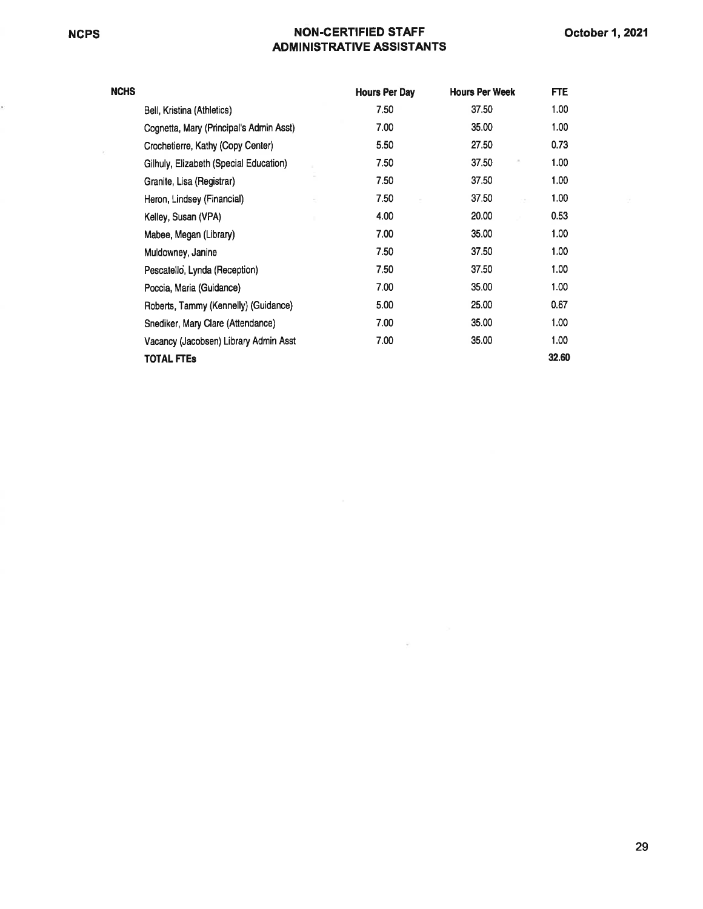# NON-CERTIFIED STAFF
## ADMINISTRATIVE ASSISTANTS

October 1, 2021

| NCHS | Hours Per Day | Hours Per Week | FTE |
|---|---|---|---|
| Bell, Kristina (Athletics) | 7.50 | 37.50 | 1.00 |
| Cognetta, Mary (Principal's Admin Asst) | 7.00 | 35.00 | 1.00 |
| Crochetierre, Kathy (Copy Center) | 5.50 | 27.50 | 0.73 |
| Gilhuly, Elizabeth (Special Education) | 7.50 | 37.50 | 1.00 |
| Granite, Lisa (Registrar) | 7.50 | 37.50 | 1.00 |
| Heron, Lindsey (Financial) | 7.50 | 37.50 | 1.00 |
| Kelley, Susan (VPA) | 4.00 | 20.00 | 0.53 |
| Mabee, Megan (Library) | 7.00 | 35.00 | 1.00 |
| Muldowney, Janine | 7.50 | 37.50 | 1.00 |
| Pescatello, Lynda (Reception) | 7.50 | 37.50 | 1.00 |
| Poccia, Maria (Guidance) | 7.00 | 35.00 | 1.00 |
| Roberts, Tammy (Kennelly) (Guidance) | 5.00 | 25.00 | 0.67 |
| Snediker, Mary Clare (Attendance) | 7.00 | 35.00 | 1.00 |
| Vacancy (Jacobsen) Library Admin Asst | 7.00 | 35.00 | 1.00 |
| **TOTAL FTEs** | | | **32.60** |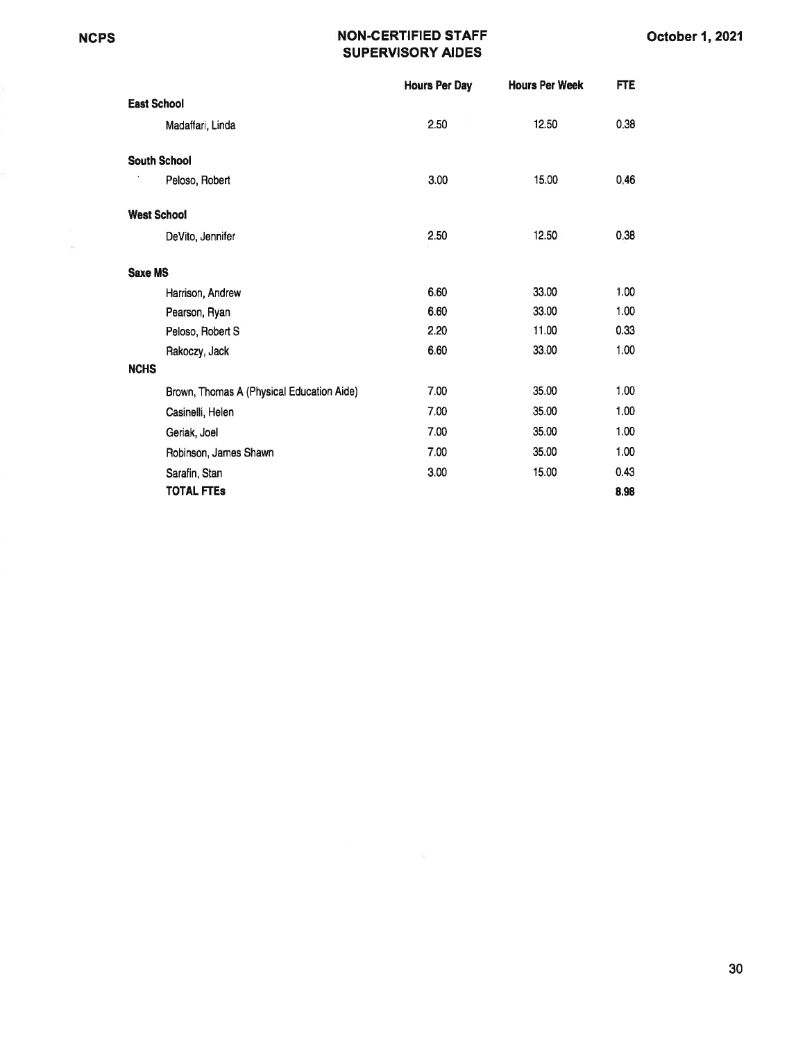# NON-CERTIFIED STAFF
## SUPERVISORY AIDES

NCPS — October 1, 2021

| | Hours Per Day | Hours Per Week | FTE |
|---|---|---|---|
| **East School** | | | |
| Madaffari, Linda | 2.50 | 12.50 | 0.38 |
| **South School** | | | |
| Peloso, Robert | 3.00 | 15.00 | 0.46 |
| **West School** | | | |
| DeVito, Jennifer | 2.50 | 12.50 | 0.38 |
| **Saxe MS** | | | |
| Harrison, Andrew | 6.60 | 33.00 | 1.00 |
| Pearson, Ryan | 6.60 | 33.00 | 1.00 |
| Peloso, Robert S | 2.20 | 11.00 | 0.33 |
| Rakoczy, Jack | 6.60 | 33.00 | 1.00 |
| **NCHS** | | | |
| Brown, Thomas A (Physical Education Aide) | 7.00 | 35.00 | 1.00 |
| Casinelli, Helen | 7.00 | 35.00 | 1.00 |
| Geriak, Joel | 7.00 | 35.00 | 1.00 |
| Robinson, James Shawn | 7.00 | 35.00 | 1.00 |
| Sarafin, Stan | 3.00 | 15.00 | 0.43 |
| **TOTAL FTEs** | | | **8.98** |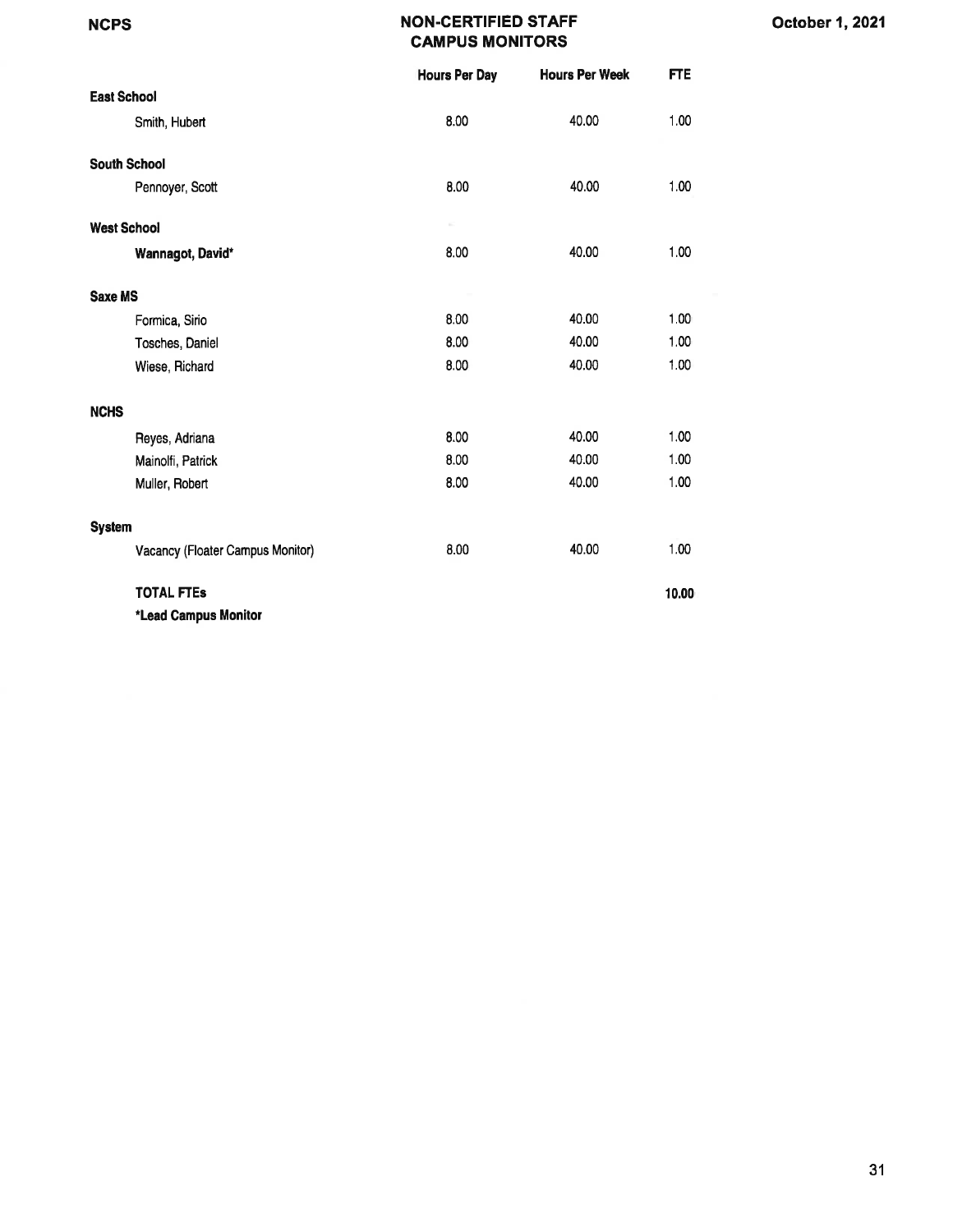# NON-CERTIFIED STAFF
## CAMPUS MONITORS

October 1, 2021

| | Hours Per Day | Hours Per Week | FTE |
|---|---|---|---|
| **East School** | | | |
| Smith, Hubert | 8.00 | 40.00 | 1.00 |
| **South School** | | | |
| Pennoyer, Scott | 8.00 | 40.00 | 1.00 |
| **West School** | | | |
| **Wannagot, David*** | 8.00 | 40.00 | 1.00 |
| **Saxe MS** | | | |
| Formica, Sirio | 8.00 | 40.00 | 1.00 |
| Tosches, Daniel | 8.00 | 40.00 | 1.00 |
| Wiese, Richard | 8.00 | 40.00 | 1.00 |
| **NCHS** | | | |
| Reyes, Adriana | 8.00 | 40.00 | 1.00 |
| Mainolfi, Patrick | 8.00 | 40.00 | 1.00 |
| Muller, Robert | 8.00 | 40.00 | 1.00 |
| **System** | | | |
| Vacancy (Floater Campus Monitor) | 8.00 | 40.00 | 1.00 |
| **TOTAL FTEs** | | | **10.00** |

***Lead Campus Monitor**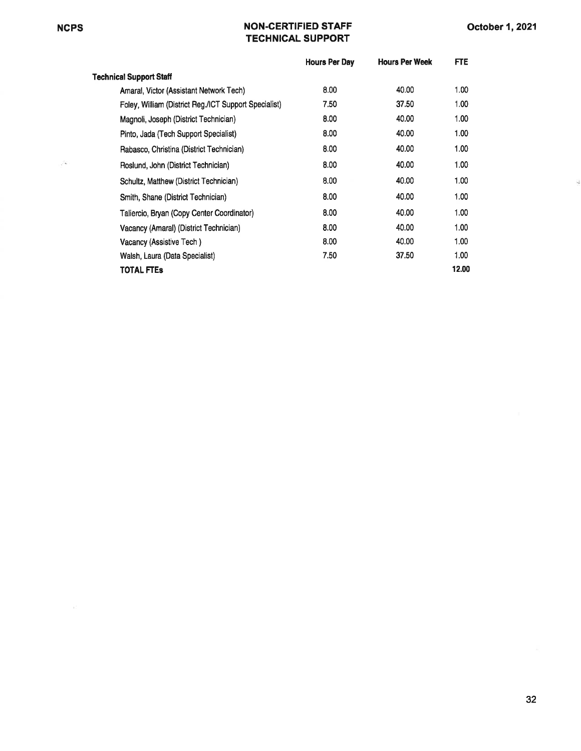# NON-CERTIFIED STAFF
## TECHNICAL SUPPORT

October 1, 2021

| | Hours Per Day | Hours Per Week | FTE |
|---|---|---|---|
| **Technical Support Staff** | | | |
| Amaral, Victor (Assistant Network Tech) | 8.00 | 40.00 | 1.00 |
| Foley, William (District Reg./ICT Support Specialist) | 7.50 | 37.50 | 1.00 |
| Magnoli, Joseph (District Technician) | 8.00 | 40.00 | 1.00 |
| Pinto, Jada (Tech Support Specialist) | 8.00 | 40.00 | 1.00 |
| Rabasco, Christina (District Technician) | 8.00 | 40.00 | 1.00 |
| Roslund, John (District Technician) | 8.00 | 40.00 | 1.00 |
| Schultz, Matthew (District Technician) | 8.00 | 40.00 | 1.00 |
| Smith, Shane (District Technician) | 8.00 | 40.00 | 1.00 |
| Taliercio, Bryan (Copy Center Coordinator) | 8.00 | 40.00 | 1.00 |
| Vacancy (Amaral) (District Technician) | 8.00 | 40.00 | 1.00 |
| Vacancy (Assistive Tech ) | 8.00 | 40.00 | 1.00 |
| Walsh, Laura (Data Specialist) | 7.50 | 37.50 | 1.00 |
| **TOTAL FTEs** | | | **12.00** |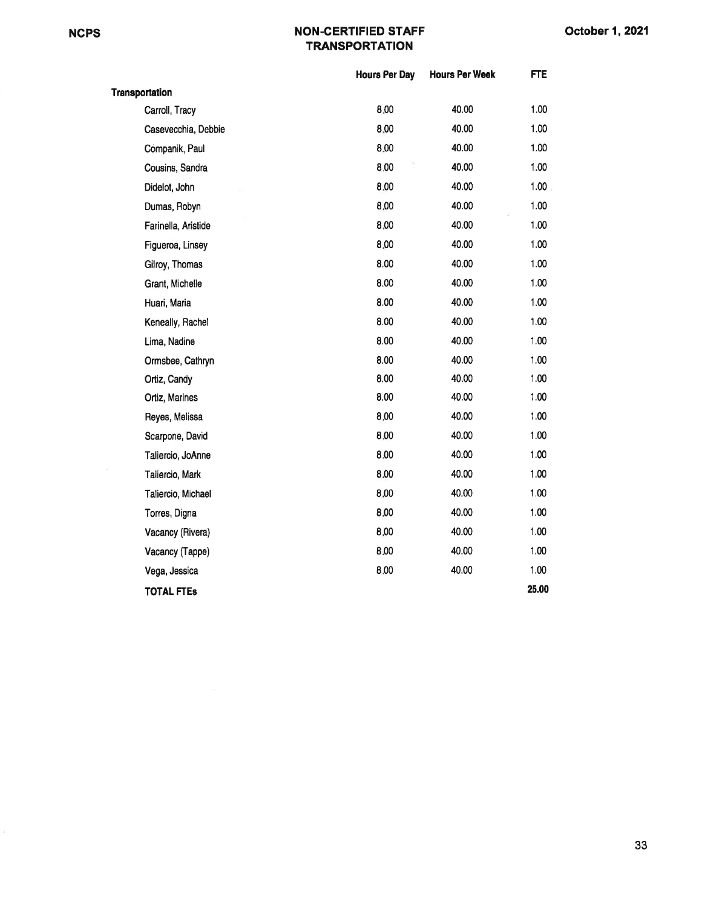# NON-CERTIFIED STAFF
## TRANSPORTATION

| | Hours Per Day | Hours Per Week | FTE |
|---|---|---|---|
| **Transportation** | | | |
| Carroll, Tracy | 8.00 | 40.00 | 1.00 |
| Casevecchia, Debbie | 8.00 | 40.00 | 1.00 |
| Companik, Paul | 8.00 | 40.00 | 1.00 |
| Cousins, Sandra | 8.00 | 40.00 | 1.00 |
| Didelot, John | 8.00 | 40.00 | 1.00 |
| Dumas, Robyn | 8.00 | 40.00 | 1.00 |
| Farinella, Aristide | 8.00 | 40.00 | 1.00 |
| Figueroa, Linsey | 8.00 | 40.00 | 1.00 |
| Gilroy, Thomas | 8.00 | 40.00 | 1.00 |
| Grant, Michelle | 8.00 | 40.00 | 1.00 |
| Huari, Maria | 8.00 | 40.00 | 1.00 |
| Keneally, Rachel | 8.00 | 40.00 | 1.00 |
| Lima, Nadine | 8.00 | 40.00 | 1.00 |
| Ormsbee, Cathryn | 8.00 | 40.00 | 1.00 |
| Ortiz, Candy | 8.00 | 40.00 | 1.00 |
| Ortiz, Marines | 8.00 | 40.00 | 1.00 |
| Reyes, Melissa | 8.00 | 40.00 | 1.00 |
| Scarpone, David | 8.00 | 40.00 | 1.00 |
| Taliercio, JoAnne | 8.00 | 40.00 | 1.00 |
| Taliercio, Mark | 8.00 | 40.00 | 1.00 |
| Taliercio, Michael | 8.00 | 40.00 | 1.00 |
| Torres, Digna | 8.00 | 40.00 | 1.00 |
| Vacancy (Rivera) | 8.00 | 40.00 | 1.00 |
| Vacancy (Tappe) | 8.00 | 40.00 | 1.00 |
| Vega, Jessica | 8.00 | 40.00 | 1.00 |
| **TOTAL FTEs** | | | **25.00** |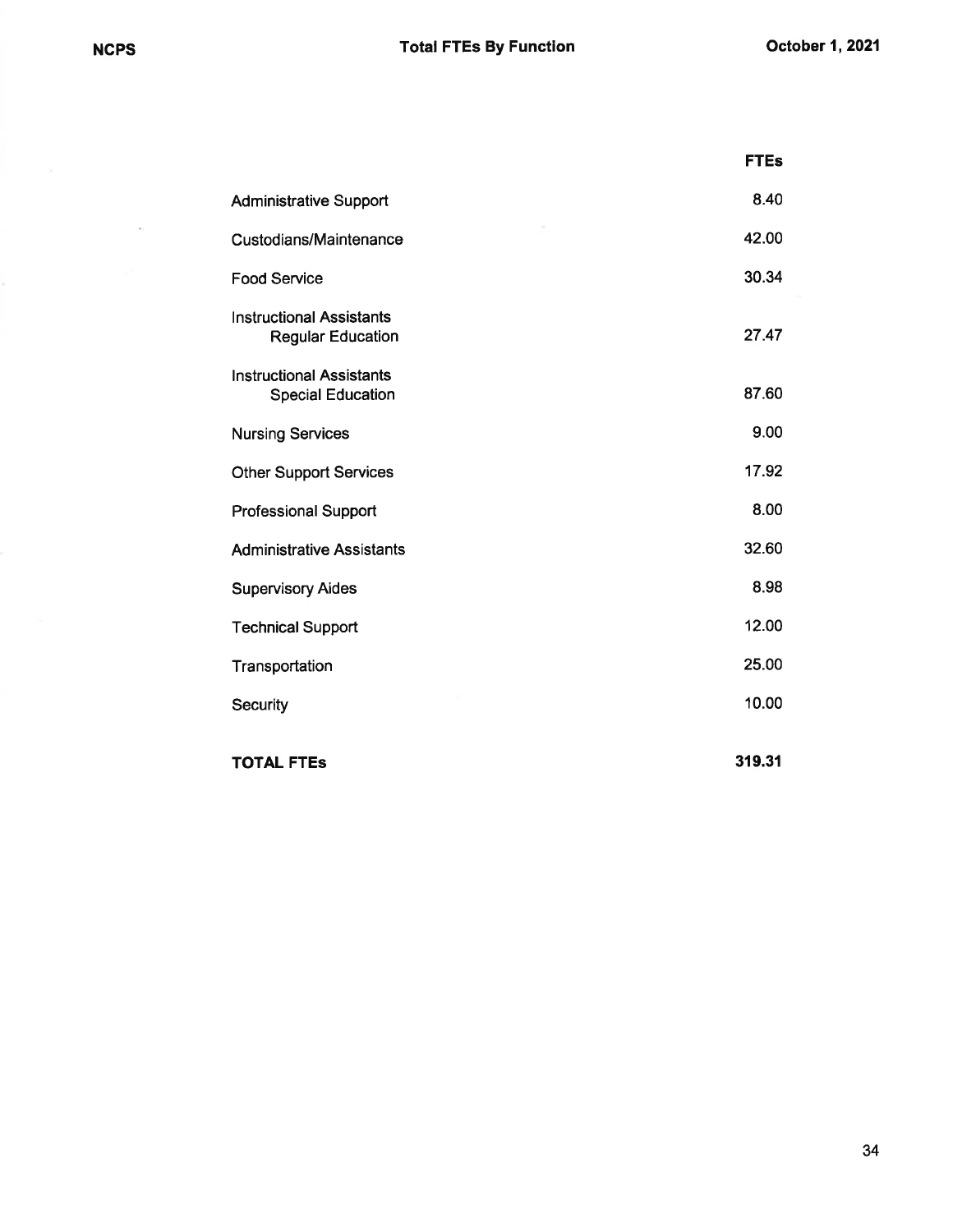# Total FTEs By Function

October 1, 2021

| | FTEs |
|---|---|
| Administrative Support | 8.40 |
| Custodians/Maintenance | 42.00 |
| Food Service | 30.34 |
| Instructional Assistants Regular Education | 27.47 |
| Instructional Assistants Special Education | 87.60 |
| Nursing Services | 9.00 |
| Other Support Services | 17.92 |
| Professional Support | 8.00 |
| Administrative Assistants | 32.60 |
| Supervisory Aides | 8.98 |
| Technical Support | 12.00 |
| Transportation | 25.00 |
| Security | 10.00 |
| **TOTAL FTEs** | **319.31** |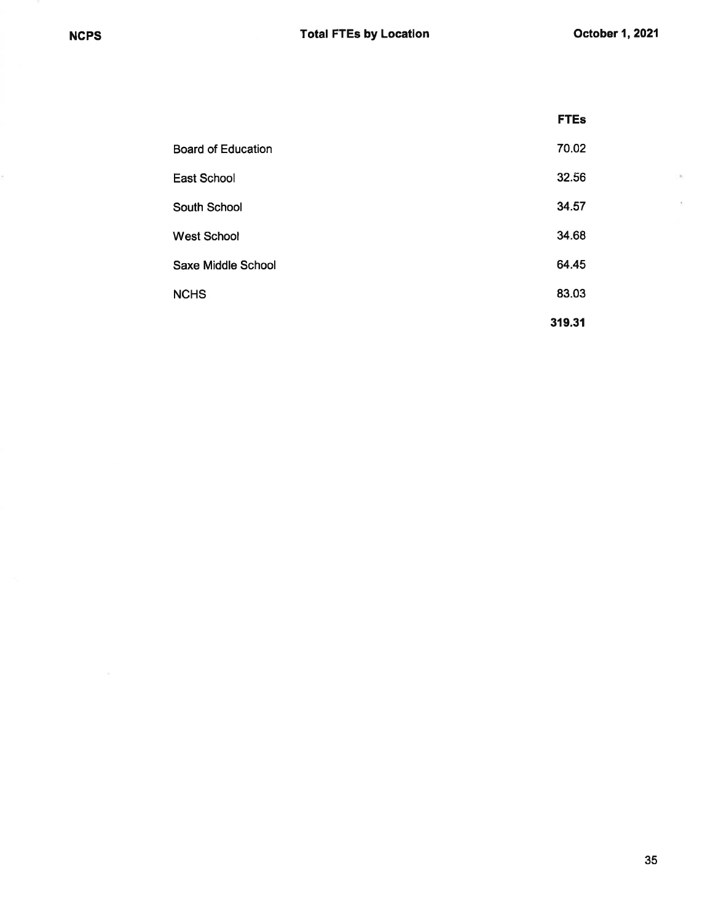NCPS **Total FTEs by Location** October 1, 2021

| | FTEs |
|---|---|
| Board of Education | 70.02 |
| East School | 32.56 |
| South School | 34.57 |
| West School | 34.68 |
| Saxe Middle School | 64.45 |
| NCHS | 83.03 |
| | **319.31** |